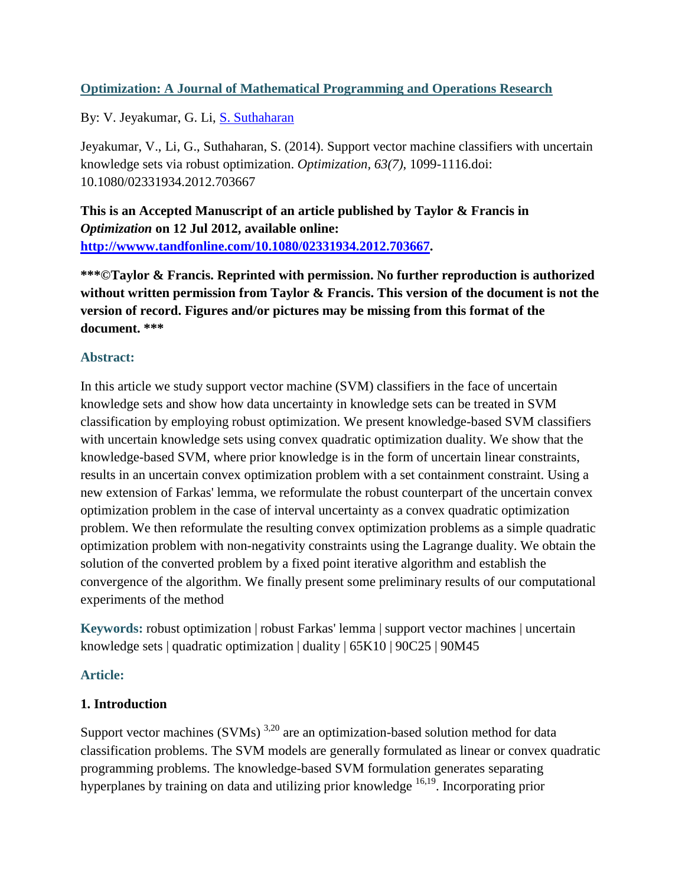**Optimization: A Journal of Mathematical Programming and Operations Research**

By: V. Jeyakumar, G. Li, S. Suthaharan

Jeyakumar, V., Li, G., Suthaharan, S. (2014). Support vector machine classifiers with uncertain knowledge sets via robust optimization. *Optimization, 63(7)*, 1099-1116.doi: 10.1080/02331934.2012.703667

**This is an Accepted Manuscript of an article published by Taylor & Francis in *Optimization* on 12 Jul 2012, available online: http://wwww.tandfonline.com/10.1080/02331934.2012.703667.**

**\*\*\*©Taylor & Francis. Reprinted with permission. No further reproduction is authorized without written permission from Taylor & Francis. This version of the document is not the version of record. Figures and/or pictures may be missing from this format of the document. \*\*\***

## Abstract:

In this article we study support vector machine (SVM) classifiers in the face of uncertain knowledge sets and show how data uncertainty in knowledge sets can be treated in SVM classification by employing robust optimization. We present knowledge-based SVM classifiers with uncertain knowledge sets using convex quadratic optimization duality. We show that the knowledge-based SVM, where prior knowledge is in the form of uncertain linear constraints, results in an uncertain convex optimization problem with a set containment constraint. Using a new extension of Farkas' lemma, we reformulate the robust counterpart of the uncertain convex optimization problem in the case of interval uncertainty as a convex quadratic optimization problem. We then reformulate the resulting convex optimization problems as a simple quadratic optimization problem with non-negativity constraints using the Lagrange duality. We obtain the solution of the converted problem by a fixed point iterative algorithm and establish the convergence of the algorithm. We finally present some preliminary results of our computational experiments of the method

**Keywords:** robust optimization | robust Farkas' lemma | support vector machines | uncertain knowledge sets | quadratic optimization | duality | 65K10 | 90C25 | 90M45

## Article:

### 1. Introduction

Support vector machines (SVMs) [3,20] are an optimization-based solution method for data classification problems. The SVM models are generally formulated as linear or convex quadratic programming problems. The knowledge-based SVM formulation generates separating hyperplanes by training on data and utilizing prior knowledge [16,19]. Incorporating prior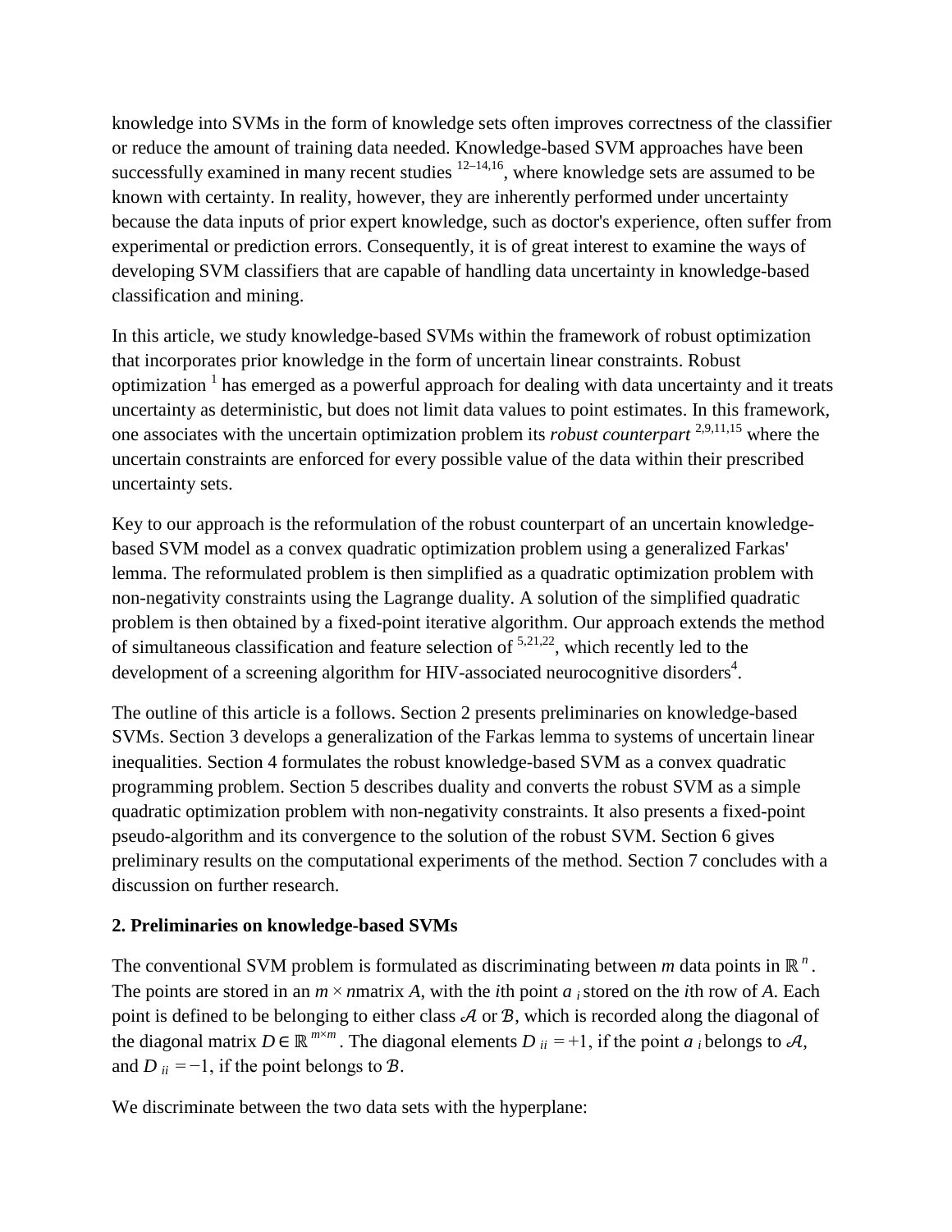knowledge into SVMs in the form of knowledge sets often improves correctness of the classifier or reduce the amount of training data needed. Knowledge-based SVM approaches have been successfully examined in many recent studies [12–14,16], where knowledge sets are assumed to be known with certainty. In reality, however, they are inherently performed under uncertainty because the data inputs of prior expert knowledge, such as doctor's experience, often suffer from experimental or prediction errors. Consequently, it is of great interest to examine the ways of developing SVM classifiers that are capable of handling data uncertainty in knowledge-based classification and mining.

In this article, we study knowledge-based SVMs within the framework of robust optimization that incorporates prior knowledge in the form of uncertain linear constraints. Robust optimization [1] has emerged as a powerful approach for dealing with data uncertainty and it treats uncertainty as deterministic, but does not limit data values to point estimates. In this framework, one associates with the uncertain optimization problem its *robust counterpart* [2,9,11,15] where the uncertain constraints are enforced for every possible value of the data within their prescribed uncertainty sets.

Key to our approach is the reformulation of the robust counterpart of an uncertain knowledge-based SVM model as a convex quadratic optimization problem using a generalized Farkas' lemma. The reformulated problem is then simplified as a quadratic optimization problem with non-negativity constraints using the Lagrange duality. A solution of the simplified quadratic problem is then obtained by a fixed-point iterative algorithm. Our approach extends the method of simultaneous classification and feature selection of [5,21,22], which recently led to the development of a screening algorithm for HIV-associated neurocognitive disorders[4].

The outline of this article is a follows. Section 2 presents preliminaries on knowledge-based SVMs. Section 3 develops a generalization of the Farkas lemma to systems of uncertain linear inequalities. Section 4 formulates the robust knowledge-based SVM as a convex quadratic programming problem. Section 5 describes duality and converts the robust SVM as a simple quadratic optimization problem with non-negativity constraints. It also presents a fixed-point pseudo-algorithm and its convergence to the solution of the robust SVM. Section 6 gives preliminary results on the computational experiments of the method. Section 7 concludes with a discussion on further research.

## 2. Preliminaries on knowledge-based SVMs

The conventional SVM problem is formulated as discriminating between $m$ data points in $\mathbb{R}^n$. The points are stored in an $m \times n$matrix $A$, with the $i$th point $a_i$ stored on the $i$th row of $A$. Each point is defined to be belonging to either class $\mathcal{A}$ or $\mathcal{B}$, which is recorded along the diagonal of the diagonal matrix $D \in \mathbb{R}^{m \times m}$. The diagonal elements $D_{ii} = +1$, if the point $a_i$ belongs to $\mathcal{A}$, and $D_{ii} = -1$, if the point belongs to $\mathcal{B}$.

We discriminate between the two data sets with the hyperplane: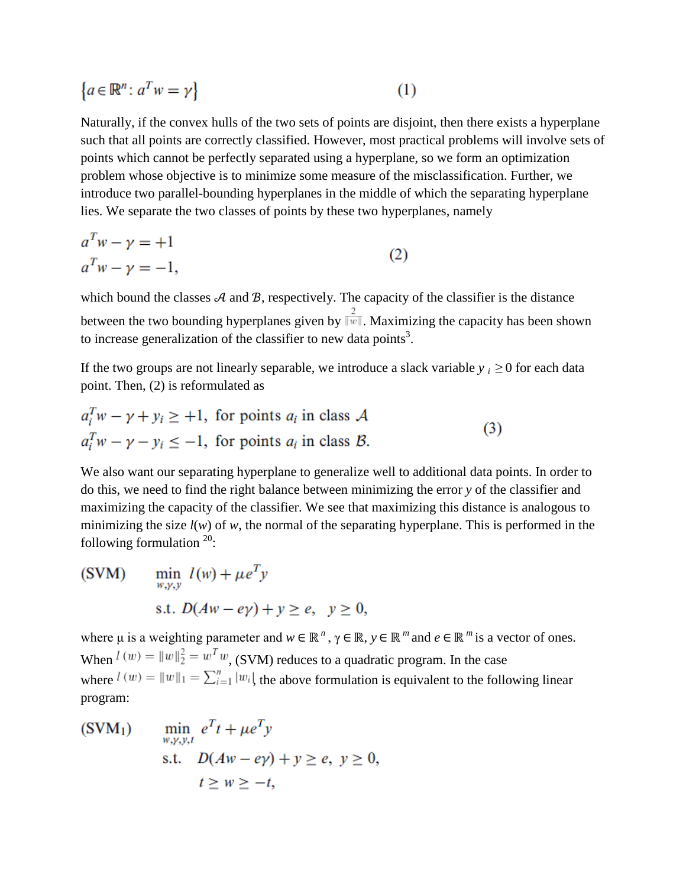$$\{a \in \mathbb{R}^n : a^T w = \gamma\} \tag{1}$$

Naturally, if the convex hulls of the two sets of points are disjoint, then there exists a hyperplane such that all points are correctly classified. However, most practical problems will involve sets of points which cannot be perfectly separated using a hyperplane, so we form an optimization problem whose objective is to minimize some measure of the misclassification. Further, we introduce two parallel-bounding hyperplanes in the middle of which the separating hyperplane lies. We separate the two classes of points by these two hyperplanes, namely

$$\begin{aligned} a^T w - \gamma &= +1 \\ a^T w - \gamma &= -1, \end{aligned} \tag{2}$$

which bound the classes $\mathcal{A}$ and $\mathcal{B}$, respectively. The capacity of the classifier is the distance between the two bounding hyperplanes given by $\frac{2}{\|w\|}$. Maximizing the capacity has been shown to increase generalization of the classifier to new data points[3].

If the two groups are not linearly separable, we introduce a slack variable $y_i \geq 0$ for each data point. Then, (2) is reformulated as

$$\begin{aligned} a_i^T w - \gamma + y_i &\geq +1, \text{ for points } a_i \text{ in class } \mathcal{A} \\ a_i^T w - \gamma - y_i &\leq -1, \text{ for points } a_i \text{ in class } \mathcal{B}. \end{aligned} \tag{3}$$

We also want our separating hyperplane to generalize well to additional data points. In order to do this, we need to find the right balance between minimizing the error $y$ of the classifier and maximizing the capacity of the classifier. We see that maximizing this distance is analogous to minimizing the size $l(w)$ of $w$, the normal of the separating hyperplane. This is performed in the following formulation [20]:

$$\textbf{(SVM)} \qquad \begin{aligned} \min_{w,\gamma,y} \ & l(w) + \mu e^T y \\ \text{s.t.} \ & D(Aw - e\gamma) + y \geq e, \quad y \geq 0, \end{aligned}$$

where μ is a weighting parameter and $w \in \mathbb{R}^n$, $\gamma \in \mathbb{R}$, $y \in \mathbb{R}^m$ and $e \in \mathbb{R}^m$ is a vector of ones. When $l(w) = \|w\|_2^2 = w^T w$, (SVM) reduces to a quadratic program. In the case where $l(w) = \|w\|_1 = \sum_{i=1}^n |w_i|$, the above formulation is equivalent to the following linear program:

$$\textbf{(SVM}_1\textbf{)} \qquad \begin{aligned} \min_{w,\gamma,y,t} \ & e^T t + \mu e^T y \\ \text{s.t.} \ & D(Aw - e\gamma) + y \geq e, \ y \geq 0, \\ & t \geq w \geq -t, \end{aligned}$$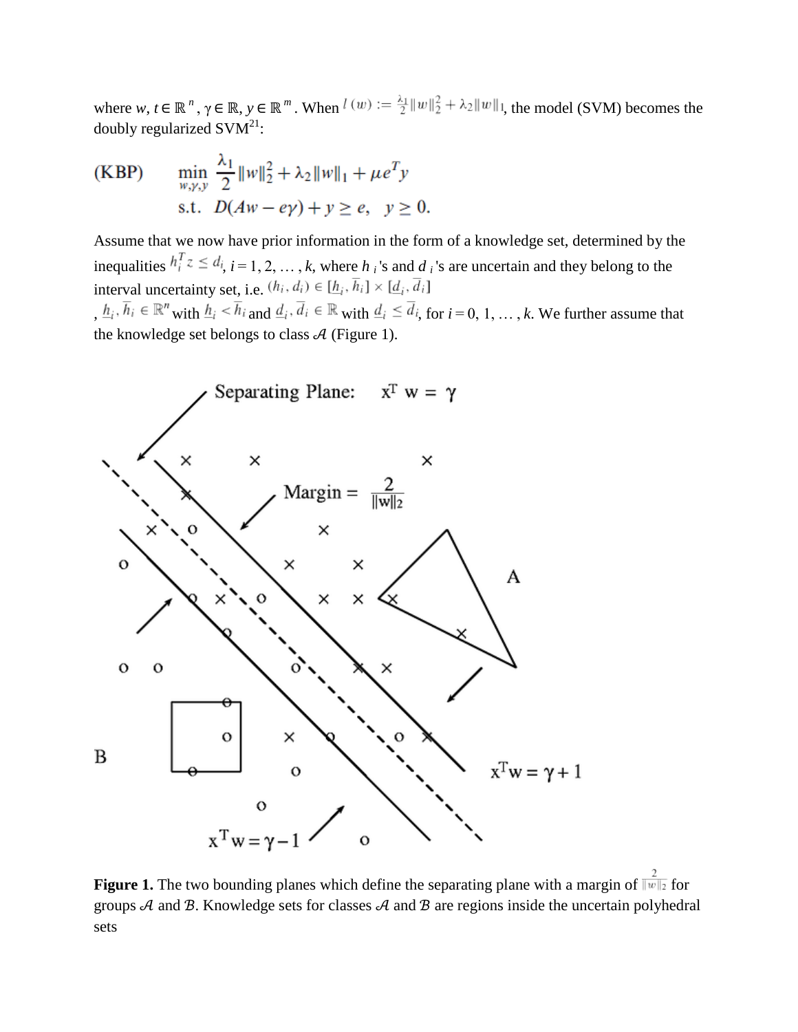where $w, t \in \mathbb{R}^n$, $\gamma \in \mathbb{R}$, $y \in \mathbb{R}^m$. When $l(w) := \frac{\lambda_1}{2}\|w\|_2^2 + \lambda_2\|w\|_1$, the model (SVM) becomes the doubly regularized SVM[21]:

$$
\text{(KBP)} \qquad \min_{w,\gamma,y} \frac{\lambda_1}{2}\|w\|_2^2 + \lambda_2\|w\|_1 + \mu e^T y
$$
$$
\text{s.t.} \quad D(Aw - e\gamma) + y \geq e, \quad y \geq 0.
$$

Assume that we now have prior information in the form of a knowledge set, determined by the inequalities $h_i^T z \leq d_i$, $i = 1, 2, \ldots, k$, where $h_i$'s and $d_i$'s are uncertain and they belong to the interval uncertainty set, i.e. $(h_i, d_i) \in [\underline{h}_i, \overline{h}_i] \times [\underline{d}_i, \overline{d}_i]$, $\underline{h}_i, \overline{h}_i \in \mathbb{R}^n$ with $\underline{h}_i < \overline{h}_i$ and $\underline{d}_i, \overline{d}_i \in \mathbb{R}$ with $\underline{d}_i \leq \overline{d}_i$, for $i = 0, 1, \ldots, k$. We further assume that the knowledge set belongs to class $\mathcal{A}$ (Figure 1).

**Figure 1.** The two bounding planes which define the separating plane with a margin of $\frac{2}{\|w\|_2}$ for groups $\mathcal{A}$ and $\mathcal{B}$. Knowledge sets for classes $\mathcal{A}$ and $\mathcal{B}$ are regions inside the uncertain polyhedral sets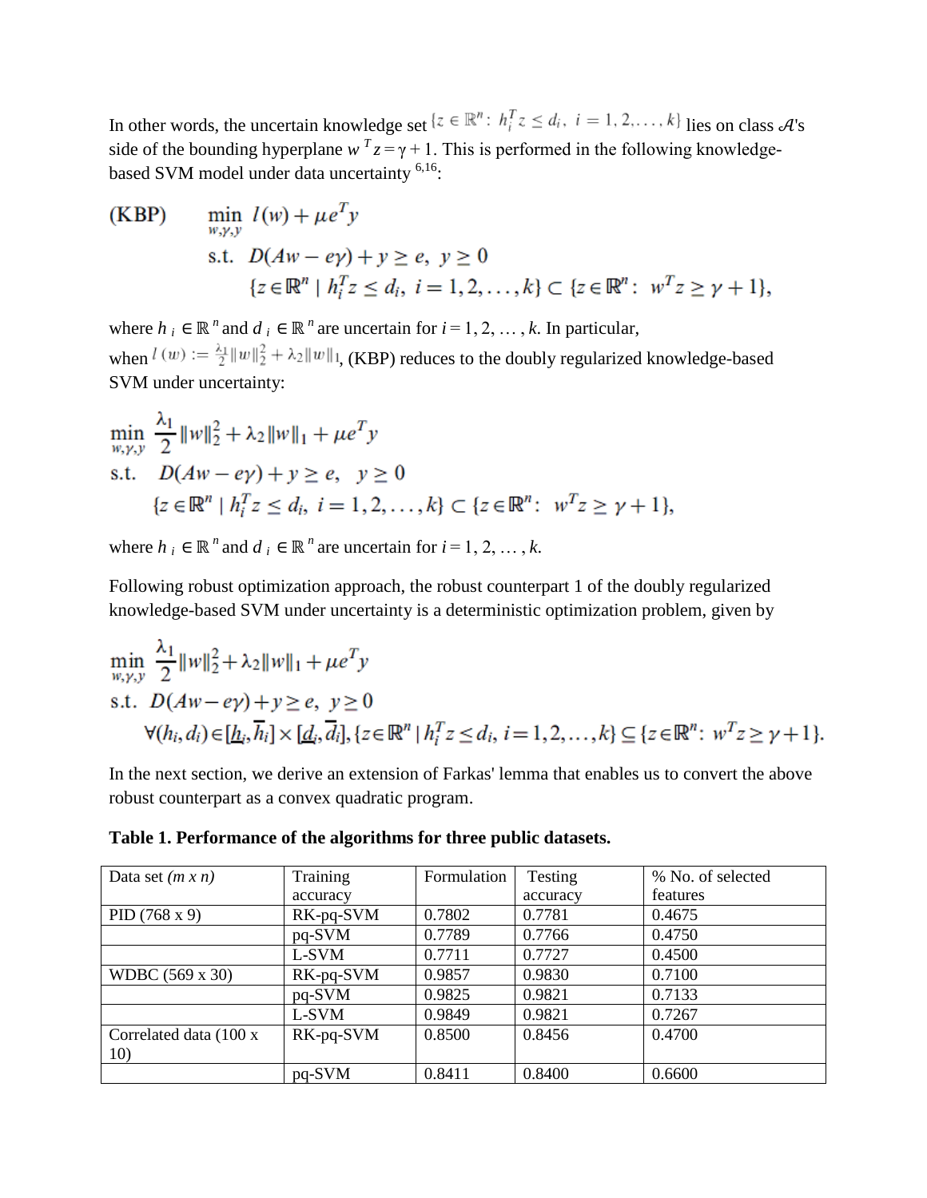In other words, the uncertain knowledge set $\{z \in \mathbb{R}^n : h_i^T z \leq d_i, \ i = 1, 2, \ldots, k\}$ lies on class $\mathcal{A}$'s side of the bounding hyperplane $w^T z = \gamma + 1$. This is performed in the following knowledge-based SVM model under data uncertainty [6,16]:

$$
\text{(KBP)} \qquad \begin{aligned}
\min_{w,\gamma,y} \ & l(w) + \mu e^T y \\
\text{s.t.} \ & D(Aw - e\gamma) + y \geq e, \ y \geq 0 \\
& \{z \in \mathbb{R}^n \mid h_i^T z \leq d_i, \ i = 1, 2, \ldots, k\} \subset \{z \in \mathbb{R}^n : \ w^T z \geq \gamma + 1\},
\end{aligned}
$$

where $h_i \in \mathbb{R}^n$ and $d_i \in \mathbb{R}^n$ are uncertain for $i = 1, 2, \ldots, k$. In particular, when $l(w) := \frac{\lambda_1}{2}\|w\|_2^2 + \lambda_2\|w\|_1$, (KBP) reduces to the doubly regularized knowledge-based SVM under uncertainty:

$$
\begin{aligned}
\min_{w,\gamma,y} \ & \frac{\lambda_1}{2}\|w\|_2^2 + \lambda_2\|w\|_1 + \mu e^T y \\
\text{s.t.} \ & D(Aw - e\gamma) + y \geq e, \ \ y \geq 0 \\
& \{z \in \mathbb{R}^n \mid h_i^T z \leq d_i, \ i = 1, 2, \ldots, k\} \subset \{z \in \mathbb{R}^n : \ w^T z \geq \gamma + 1\},
\end{aligned}
$$

where $h_i \in \mathbb{R}^n$ and $d_i \in \mathbb{R}^n$ are uncertain for $i = 1, 2, \ldots, k$.

Following robust optimization approach, the robust counterpart 1 of the doubly regularized knowledge-based SVM under uncertainty is a deterministic optimization problem, given by

$$
\begin{aligned}
\min_{w,\gamma,y} \ & \frac{\lambda_1}{2}\|w\|_2^2 + \lambda_2\|w\|_1 + \mu e^T y \\
\text{s.t.} \ & D(Aw - e\gamma) + y \geq e, \ y \geq 0 \\
& \forall (h_i, d_i) \in [\underline{h}_i, \overline{h}_i] \times [\underline{d}_i, \overline{d}_i], \{z \in \mathbb{R}^n \mid h_i^T z \leq d_i, \ i = 1, 2, \ldots, k\} \subseteq \{z \in \mathbb{R}^n : \ w^T z \geq \gamma + 1\}.
\end{aligned}
$$

In the next section, we derive an extension of Farkas' lemma that enables us to convert the above robust counterpart as a convex quadratic program.

**Table 1. Performance of the algorithms for three public datasets.**

| Data set *(m x n)* | Training accuracy | Formulation | Testing accuracy | % No. of selected features |
|---|---|---|---|---|
| PID (768 x 9) | RK-pq-SVM | 0.7802 | 0.7781 | 0.4675 |
| | pq-SVM | 0.7789 | 0.7766 | 0.4750 |
| | L-SVM | 0.7711 | 0.7727 | 0.4500 |
| WDBC (569 x 30) | RK-pq-SVM | 0.9857 | 0.9830 | 0.7100 |
| | pq-SVM | 0.9825 | 0.9821 | 0.7133 |
| | L-SVM | 0.9849 | 0.9821 | 0.7267 |
| Correlated data (100 x 10) | RK-pq-SVM | 0.8500 | 0.8456 | 0.4700 |
| | pq-SVM | 0.8411 | 0.8400 | 0.6600 |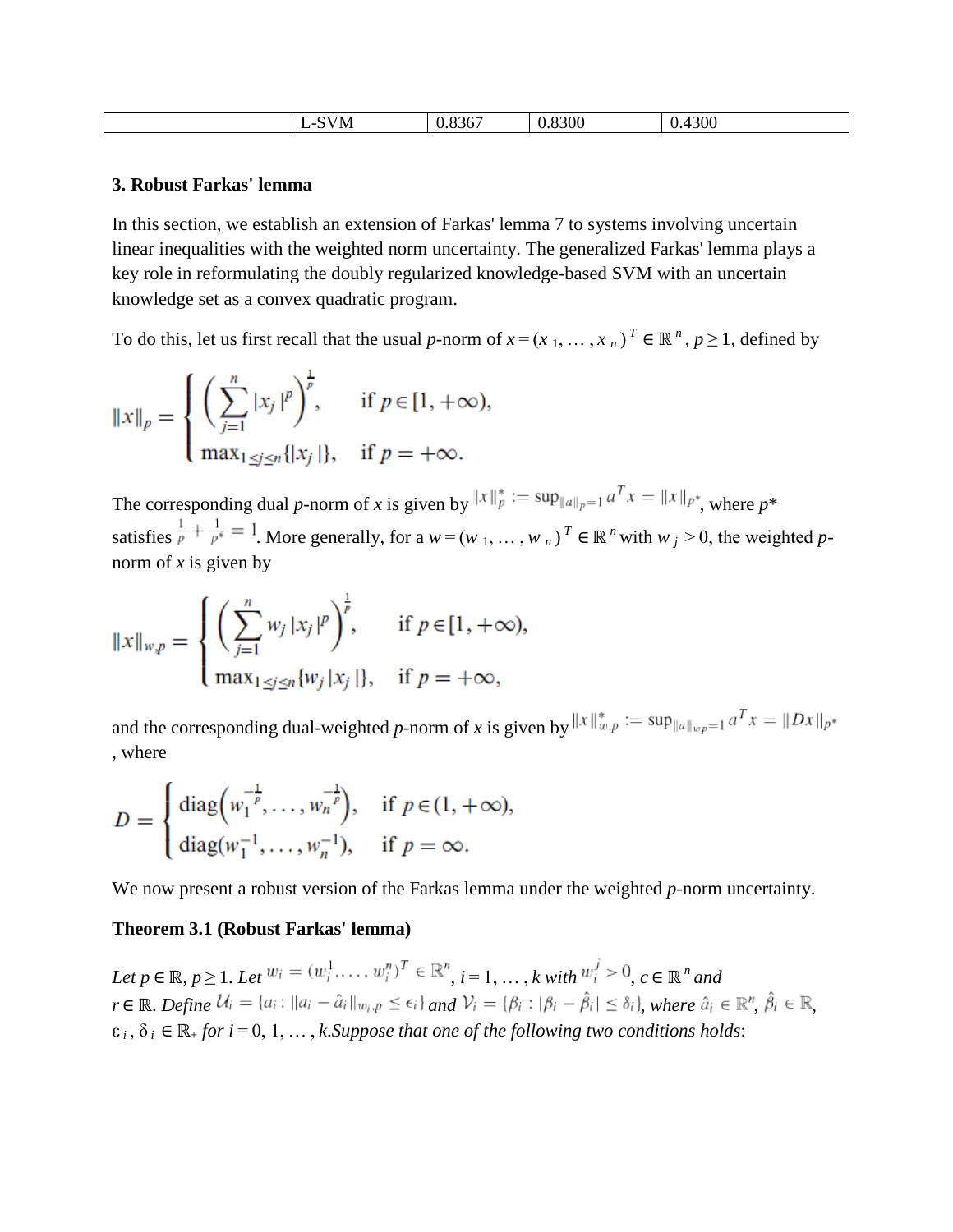| | L-SVM | 0.8367 | 0.8300 | 0.4300 |
|---|---|---|---|---|

## 3. Robust Farkas' lemma

In this section, we establish an extension of Farkas' lemma 7 to systems involving uncertain linear inequalities with the weighted norm uncertainty. The generalized Farkas' lemma plays a key role in reformulating the doubly regularized knowledge-based SVM with an uncertain knowledge set as a convex quadratic program.

To do this, let us first recall that the usual $p$-norm of $x = (x_1, \ldots, x_n)^T \in \mathbb{R}^n$, $p \geq 1$, defined by

$$\|x\|_p = \begin{cases} \left( \sum_{j=1}^{n} |x_j|^p \right)^{\frac{1}{p}}, & \text{if } p \in [1, +\infty), \\ \max_{1 \leq j \leq n} \{|x_j|\}, & \text{if } p = +\infty. \end{cases}$$

The corresponding dual $p$-norm of $x$ is given by $\|x\|_p^* := \sup_{\|a\|_p = 1} a^T x = \|x\|_{p^*}$, where $p^*$ satisfies $\frac{1}{p} + \frac{1}{p^*} = 1$. More generally, for a $w = (w_1, \ldots, w_n)^T \in \mathbb{R}^n$ with $w_j > 0$, the weighted $p$-norm of $x$ is given by

$$\|x\|_{w,p} = \begin{cases} \left( \sum_{j=1}^{n} w_j |x_j|^p \right)^{\frac{1}{p}}, & \text{if } p \in [1, +\infty), \\ \max_{1 \leq j \leq n} \{w_j |x_j|\}, & \text{if } p = +\infty, \end{cases}$$

and the corresponding dual-weighted $p$-norm of $x$ is given by $\|x\|_{w,p}^* := \sup_{\|a\|_{wp} = 1} a^T x = \|Dx\|_{p^*}$, where

$$D = \begin{cases} \operatorname{diag}\left( w_1^{-\frac{1}{p}}, \ldots, w_n^{-\frac{1}{p}} \right), & \text{if } p \in (1, +\infty), \\ \operatorname{diag}(w_1^{-1}, \ldots, w_n^{-1}), & \text{if } p = \infty. \end{cases}$$

We now present a robust version of the Farkas lemma under the weighted $p$-norm uncertainty.

**Theorem 3.1 (Robust Farkas' lemma)**

*Let $p \in \mathbb{R}$, $p \geq 1$. Let $w_i = (w_i^1, \ldots, w_i^n)^T \in \mathbb{R}^n$, $i = 1, \ldots, k$ with $w_i^j > 0$, $c \in \mathbb{R}^n$ and $r \in \mathbb{R}$. Define $\mathcal{U}_i = \{a_i : \|a_i - \hat{a}_i\|_{w_i,p} \leq \epsilon_i\}$ and $\mathcal{V}_i = \{\beta_i : |\beta_i - \hat{\beta}_i| \leq \delta_i\}$, where $\hat{a}_i \in \mathbb{R}^n$, $\hat{\beta}_i \in \mathbb{R}$, $\varepsilon_i, \delta_i \in \mathbb{R}_+$ for $i = 0, 1, \ldots, k$. Suppose that one of the following two conditions holds:*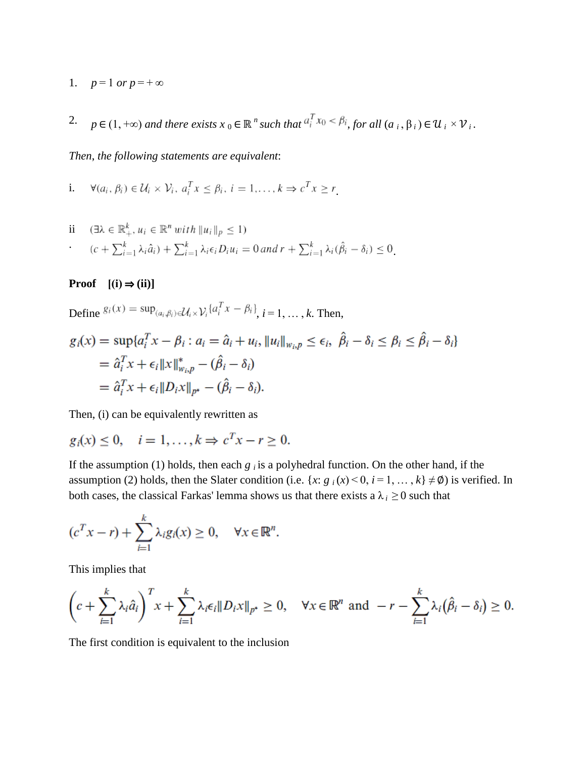1. $p = 1$ *or* $p = +\infty$

2. $p \in (1, +\infty)$ *and there exists* $x_0 \in \mathbb{R}^n$ *such that* $a_i^T x_0 < \beta_i$, *for all* $(a_i, \beta_i) \in \mathcal{U}_i \times \mathcal{V}_i$.

*Then, the following statements are equivalent*:

i. $\forall (a_i, \beta_i) \in \mathcal{U}_i \times \mathcal{V}_i,\ a_i^T x \leq \beta_i,\ i = 1, \ldots, k \Rightarrow c^T x \geq r$.

ii. $(\exists \lambda \in \mathbb{R}_+^k, u_i \in \mathbb{R}^n \textit{ with } \|u_i\|_p \leq 1)$ $(c + \sum_{i=1}^k \lambda_i \hat{a}_i) + \sum_{i=1}^k \lambda_i \epsilon_i D_i u_i = 0 \textit{ and } r + \sum_{i=1}^k \lambda_i (\hat{\beta}_i - \delta_i) \leq 0$.

**Proof [(i) ⇒ (ii)]**

Define $g_i(x) = \sup_{(a_i, \beta_i) \in \mathcal{U}_i \times \mathcal{V}_i} \{a_i^T x - \beta_i\}$, $i = 1, \ldots, k$. Then,

$$
\begin{aligned}
g_i(x) &= \sup\{a_i^T x - \beta_i : a_i = \hat{a}_i + u_i,\ \|u_i\|_{w_i,p} \leq \epsilon_i,\ \hat{\beta}_i - \delta_i \leq \beta_i \leq \hat{\beta}_i - \delta_i\} \\
&= \hat{a}_i^T x + \epsilon_i \|x\|_{w_i,p}^* - (\hat{\beta}_i - \delta_i) \\
&= \hat{a}_i^T x + \epsilon_i \|D_i x\|_{p^*} - (\hat{\beta}_i - \delta_i).
\end{aligned}
$$

Then, (i) can be equivalently rewritten as

$$
g_i(x) \leq 0, \quad i = 1, \ldots, k \Rightarrow c^T x - r \geq 0.
$$

If the assumption (1) holds, then each $g_i$ is a polyhedral function. On the other hand, if the assumption (2) holds, then the Slater condition (i.e. $\{x : g_i(x) < 0, i = 1, \ldots, k\} \neq \emptyset$) is verified. In both cases, the classical Farkas' lemma shows us that there exists a $\lambda_i \geq 0$ such that

$$
(c^T x - r) + \sum_{i=1}^k \lambda_i g_i(x) \geq 0, \quad \forall x \in \mathbb{R}^n.
$$

This implies that

$$
\left(c + \sum_{i=1}^k \lambda_i \hat{a}_i\right)^T x + \sum_{i=1}^k \lambda_i \epsilon_i \|D_i x\|_{p^*} \geq 0, \quad \forall x \in \mathbb{R}^n \text{ and } -r - \sum_{i=1}^k \lambda_i (\hat{\beta}_i - \delta_i) \geq 0.
$$

The first condition is equivalent to the inclusion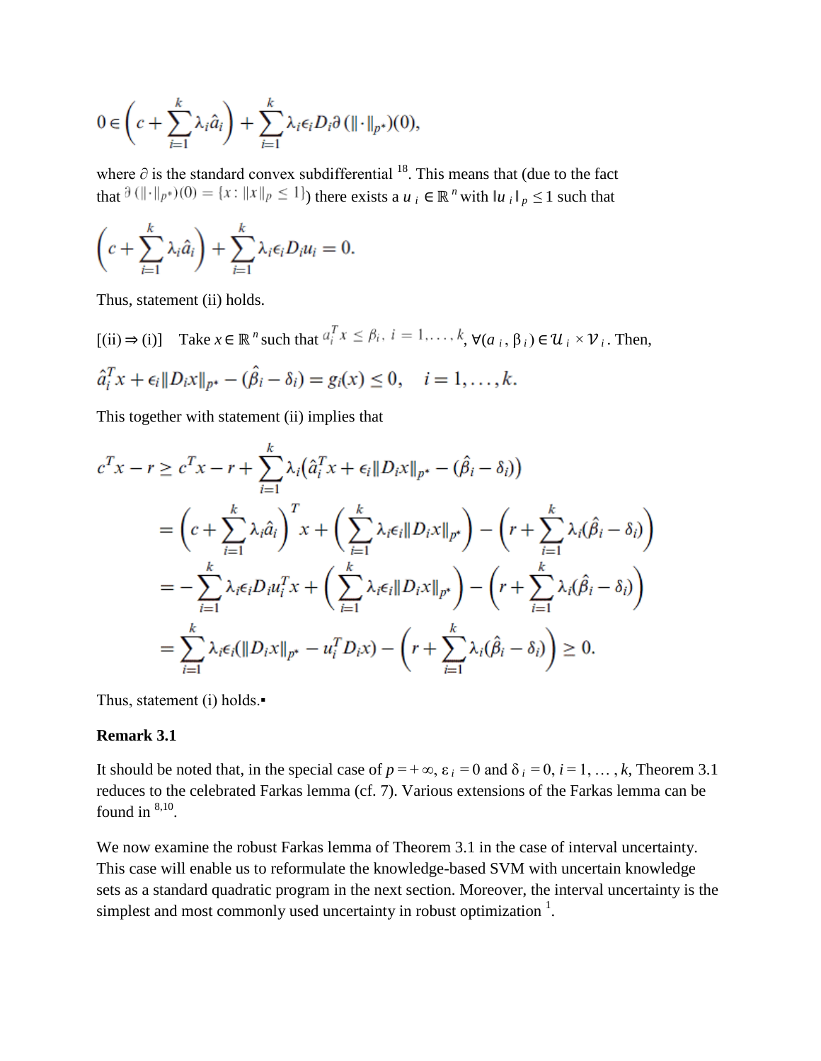$$0 \in \left( c + \sum_{i=1}^{k} \lambda_i \hat{a}_i \right) + \sum_{i=1}^{k} \lambda_i \epsilon_i D_i \partial \left( \|\cdot\|_{p^*} \right)(0),$$

where $\partial$ is the standard convex subdifferential [18]. This means that (due to the fact that $\partial \left( \|\cdot\|_{p^*} \right)(0) = \{x : \|x\|_p \leq 1\}$) there exists a $u_i \in \mathbb{R}^n$ with $\|u_i\|_p \leq 1$ such that

$$\left( c + \sum_{i=1}^{k} \lambda_i \hat{a}_i \right) + \sum_{i=1}^{k} \lambda_i \epsilon_i D_i u_i = 0.$$

Thus, statement (ii) holds.

[(ii) ⇒ (i)] Take $x \in \mathbb{R}^n$ such that $a_i^T x \leq \beta_i,\ i = 1, \ldots, k$, $\forall (a_i, \beta_i) \in \mathcal{U}_i \times \mathcal{V}_i$. Then,

$$\hat{a}_i^T x + \epsilon_i \|D_i x\|_{p^*} - (\hat{\beta}_i - \delta_i) = g_i(x) \leq 0, \quad i = 1, \ldots, k.$$

This together with statement (ii) implies that

$$\begin{aligned}
c^T x - r &\geq c^T x - r + \sum_{i=1}^{k} \lambda_i \left( \hat{a}_i^T x + \epsilon_i \|D_i x\|_{p^*} - (\hat{\beta}_i - \delta_i) \right) \\
&= \left( c + \sum_{i=1}^{k} \lambda_i \hat{a}_i \right)^T x + \left( \sum_{i=1}^{k} \lambda_i \epsilon_i \|D_i x\|_{p^*} \right) - \left( r + \sum_{i=1}^{k} \lambda_i (\hat{\beta}_i - \delta_i) \right) \\
&= -\sum_{i=1}^{k} \lambda_i \epsilon_i D_i u_i^T x + \left( \sum_{i=1}^{k} \lambda_i \epsilon_i \|D_i x\|_{p^*} \right) - \left( r + \sum_{i=1}^{k} \lambda_i (\hat{\beta}_i - \delta_i) \right) \\
&= \sum_{i=1}^{k} \lambda_i \epsilon_i (\|D_i x\|_{p^*} - u_i^T D_i x) - \left( r + \sum_{i=1}^{k} \lambda_i (\hat{\beta}_i - \delta_i) \right) \geq 0.
\end{aligned}$$

Thus, statement (i) holds.▪

**Remark 3.1**

It should be noted that, in the special case of $p = +\infty$, $\varepsilon_i = 0$ and $\delta_i = 0$, $i = 1, \ldots, k$, Theorem 3.1 reduces to the celebrated Farkas lemma (cf. 7). Various extensions of the Farkas lemma can be found in [8,10].

We now examine the robust Farkas lemma of Theorem 3.1 in the case of interval uncertainty. This case will enable us to reformulate the knowledge-based SVM with uncertain knowledge sets as a standard quadratic program in the next section. Moreover, the interval uncertainty is the simplest and most commonly used uncertainty in robust optimization [1].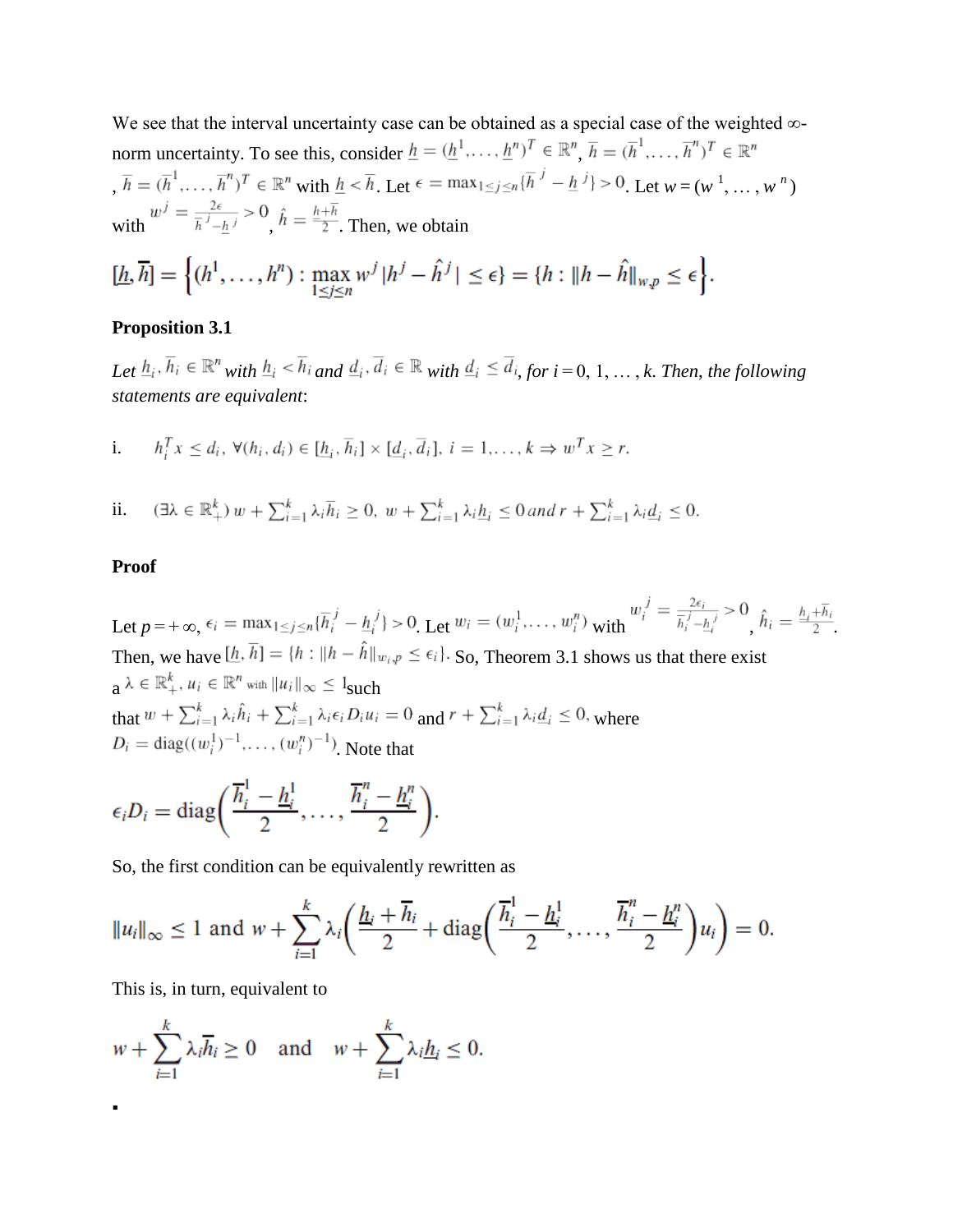We see that the interval uncertainty case can be obtained as a special case of the weighted ∞-norm uncertainty. To see this, consider $\underline{h} = (\underline{h}^1, \ldots, \underline{h}^n)^T \in \mathbb{R}^n$, $\overline{h} = (\overline{h}^1, \ldots, \overline{h}^n)^T \in \mathbb{R}^n$ , $\overline{h} = (\overline{h}^1, \ldots, \overline{h}^n)^T \in \mathbb{R}^n$ with $\underline{h} < \overline{h}$. Let $\epsilon = \max_{1 \le j \le n}\{\overline{h}^j - \underline{h}^j\} > 0$. Let $w = (w^1, \ldots, w^n)$ with $w^j = \frac{2\epsilon}{\overline{h}^j - \underline{h}^j} > 0$, $\hat{h} = \frac{\underline{h} + \overline{h}}{2}$. Then, we obtain

$$[\underline{h}, \overline{h}] = \left\{(h^1, \ldots, h^n) : \max_{1 \le j \le n} w^j \,|h^j - \hat{h}^j| \le \epsilon\} = \{h : \|h - \hat{h}\|_{w,p} \le \epsilon\right\}.$$

**Proposition 3.1**

*Let* $\underline{h}_i, \overline{h}_i \in \mathbb{R}^n$ *with* $\underline{h}_i < \overline{h}_i$ *and* $\underline{d}_i, \overline{d}_i \in \mathbb{R}$ *with* $\underline{d}_i \le \overline{d}_i$, *for* $i = 0, 1, \ldots, k$. *Then, the following statements are equivalent*:

i. $h_i^T x \le d_i, \ \forall (h_i, d_i) \in [\underline{h}_i, \overline{h}_i] \times [\underline{d}_i, \overline{d}_i], \ i = 1, \ldots, k \Rightarrow w^T x \ge r.$

ii. $(\exists \lambda \in \mathbb{R}^k_+) \ w + \sum_{i=1}^k \lambda_i \overline{h}_i \ge 0, \ w + \sum_{i=1}^k \lambda_i \underline{h}_i \le 0 \ and \ r + \sum_{i=1}^k \lambda_i \underline{d}_i \le 0.$

**Proof**

Let $p = +\infty$, $\epsilon_i = \max_{1 \le j \le n}\{\overline{h}_i^j - \underline{h}_i^j\} > 0$. Let $w_i = (w_i^1, \ldots, w_i^n)$ with $w_i^j = \frac{2\epsilon_i}{\overline{h}_i^j - \underline{h}_i^j} > 0$, $\hat{h}_i = \frac{\underline{h}_i + \overline{h}_i}{2}$. Then, we have $[\underline{h}, \overline{h}] = \{h : \|h - \hat{h}\|_{w_i,p} \le \epsilon_i\}$. So, Theorem 3.1 shows us that there exist a $\lambda \in \mathbb{R}^k_+$, $u_i \in \mathbb{R}^n$ with $\|u_i\|_\infty \le 1$ such that $w + \sum_{i=1}^k \lambda_i \hat{h}_i + \sum_{i=1}^k \lambda_i \epsilon_i D_i u_i = 0$ and $r + \sum_{i=1}^k \lambda_i \underline{d}_i \le 0$, where $D_i = \mathrm{diag}((w_i^1)^{-1}, \ldots, (w_i^n)^{-1})$. Note that

$$\epsilon_i D_i = \mathrm{diag}\left(\frac{\overline{h}_i^1 - \underline{h}_i^1}{2}, \ldots, \frac{\overline{h}_i^n - \underline{h}_i^n}{2}\right).$$

So, the first condition can be equivalently rewritten as

$$\|u_i\|_\infty \le 1 \text{ and } w + \sum_{i=1}^k \lambda_i \left(\frac{\underline{h}_i + \overline{h}_i}{2} + \mathrm{diag}\left(\frac{\overline{h}_i^1 - \underline{h}_i^1}{2}, \ldots, \frac{\overline{h}_i^n - \underline{h}_i^n}{2}\right) u_i\right) = 0.$$

This is, in turn, equivalent to

$$w + \sum_{i=1}^k \lambda_i \overline{h}_i \ge 0 \quad \text{and} \quad w + \sum_{i=1}^k \lambda_i \underline{h}_i \le 0.$$

▪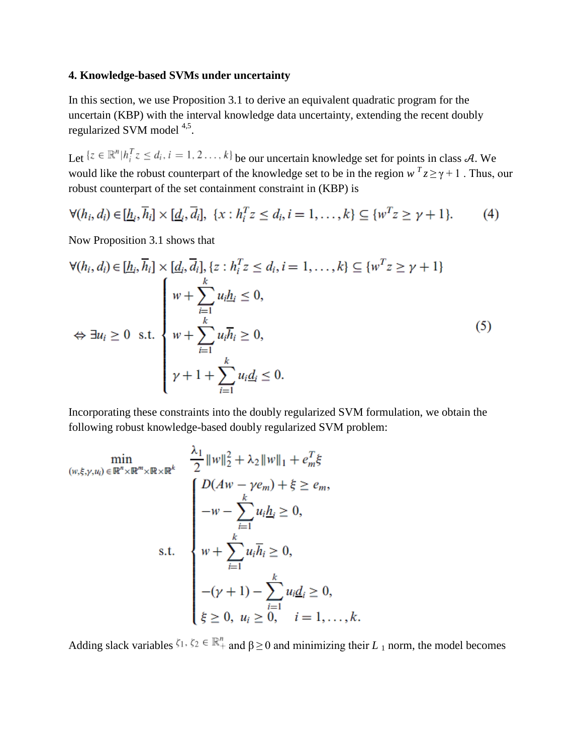**4. Knowledge-based SVMs under uncertainty**

In this section, we use Proposition 3.1 to derive an equivalent quadratic program for the uncertain (KBP) with the interval knowledge data uncertainty, extending the recent doubly regularized SVM model [4,5].

Let $\{z \in \mathbb{R}^n | h_i^T z \leq d_i, i = 1, 2 \ldots, k\}$ be our uncertain knowledge set for points in class $\mathcal{A}$. We would like the robust counterpart of the knowledge set to be in the region $w^T z \geq \gamma + 1$. Thus, our robust counterpart of the set containment constraint in (KBP) is

$$\forall (h_i, d_i) \in [\underline{h}_i, \overline{h}_i] \times [\underline{d}_i, \overline{d}_i], \ \{x : h_i^T z \leq d_i, i = 1, \ldots, k\} \subseteq \{w^T z \geq \gamma + 1\}. \tag{4}$$

Now Proposition 3.1 shows that

$$\forall (h_i, d_i) \in [\underline{h}_i, \overline{h}_i] \times [\underline{d}_i, \overline{d}_i], \{z : h_i^T z \leq d_i, i = 1, \ldots, k\} \subseteq \{w^T z \geq \gamma + 1\}$$
$$\Leftrightarrow \exists u_i \geq 0 \ \text{ s.t. } \begin{cases} w + \sum_{i=1}^{k} u_i \underline{h}_i \leq 0, \\ w + \sum_{i=1}^{k} u_i \overline{h}_i \geq 0, \\ \gamma + 1 + \sum_{i=1}^{k} u_i \underline{d}_i \leq 0. \end{cases} \tag{5}$$

Incorporating these constraints into the doubly regularized SVM formulation, we obtain the following robust knowledge-based doubly regularized SVM problem:

$$\min_{(w,\xi,\gamma,u_i) \in \mathbb{R}^n \times \mathbb{R}^m \times \mathbb{R} \times \mathbb{R}^k} \quad \frac{\lambda_1}{2} \|w\|_2^2 + \lambda_2 \|w\|_1 + e_m^T \xi$$
$$\text{s.t.} \quad \begin{cases} D(Aw - \gamma e_m) + \xi \geq e_m, \\ -w - \sum_{i=1}^{k} u_i \underline{h}_i \geq 0, \\ w + \sum_{i=1}^{k} u_i \overline{h}_i \geq 0, \\ -(\gamma + 1) - \sum_{i=1}^{k} u_i \underline{d}_i \geq 0, \\ \xi \geq 0, \ u_i \geq 0, \quad i = 1, \ldots, k. \end{cases}$$

Adding slack variables $\zeta_1, \zeta_2 \in \mathbb{R}_+^n$ and $\beta \geq 0$ and minimizing their $L_1$ norm, the model becomes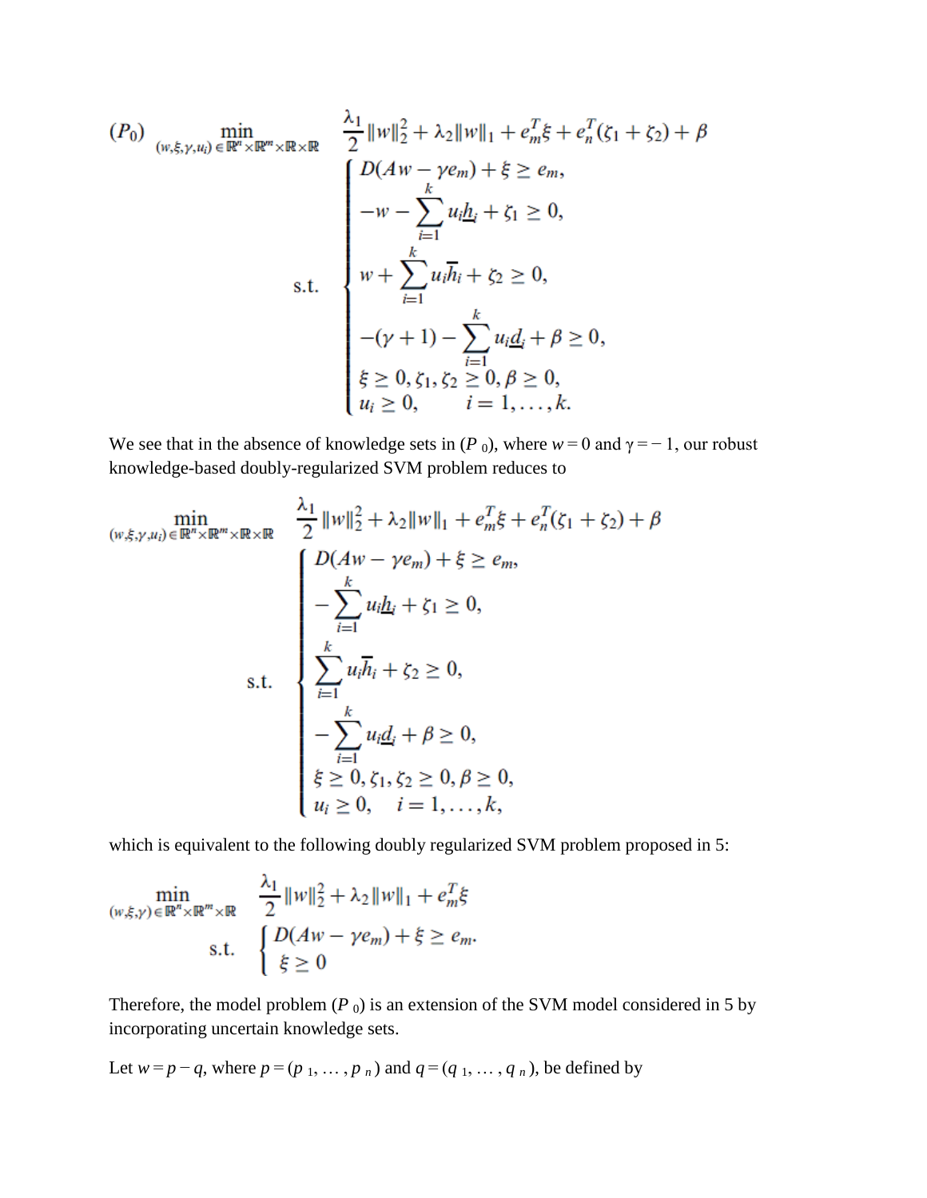$$
(P_0) \quad \min_{(w,\xi,\gamma,u_i)\in\mathbb{R}^n\times\mathbb{R}^m\times\mathbb{R}\times\mathbb{R}} \quad \frac{\lambda_1}{2}\|w\|_2^2 + \lambda_2\|w\|_1 + e_m^T\xi + e_n^T(\zeta_1+\zeta_2) + \beta
$$

$$
\text{s.t.} \quad \begin{cases} D(Aw - \gamma e_m) + \xi \geq e_m, \\ -w - \sum_{i=1}^{k} u_i \underline{h}_i + \zeta_1 \geq 0, \\ w + \sum_{i=1}^{k} u_i \overline{h}_i + \zeta_2 \geq 0, \\ -(\gamma+1) - \sum_{i=1}^{k} u_i \underline{d}_i + \beta \geq 0, \\ \xi \geq 0, \zeta_1, \zeta_2 \geq 0, \beta \geq 0, \\ u_i \geq 0, \qquad i = 1,\ldots,k. \end{cases}
$$

We see that in the absence of knowledge sets in ($P_0$), where $w = 0$ and $\gamma = -1$, our robust knowledge-based doubly-regularized SVM problem reduces to

$$
\min_{(w,\xi,\gamma,u_i)\in\mathbb{R}^n\times\mathbb{R}^m\times\mathbb{R}\times\mathbb{R}} \quad \frac{\lambda_1}{2}\|w\|_2^2 + \lambda_2\|w\|_1 + e_m^T\xi + e_n^T(\zeta_1+\zeta_2) + \beta
$$

$$
\text{s.t.} \quad \begin{cases} D(Aw - \gamma e_m) + \xi \geq e_m, \\ -\sum_{i=1}^{k} u_i \underline{h}_i + \zeta_1 \geq 0, \\ \sum_{i=1}^{k} u_i \overline{h}_i + \zeta_2 \geq 0, \\ -\sum_{i=1}^{k} u_i \underline{d}_i + \beta \geq 0, \\ \xi \geq 0, \zeta_1, \zeta_2 \geq 0, \beta \geq 0, \\ u_i \geq 0, \quad i = 1,\ldots,k, \end{cases}
$$

which is equivalent to the following doubly regularized SVM problem proposed in 5:

$$
\min_{(w,\xi,\gamma)\in\mathbb{R}^n\times\mathbb{R}^m\times\mathbb{R}} \quad \frac{\lambda_1}{2}\|w\|_2^2 + \lambda_2\|w\|_1 + e_m^T\xi
$$

$$
\text{s.t.} \quad \begin{cases} D(Aw - \gamma e_m) + \xi \geq e_m. \\ \xi \geq 0 \end{cases}
$$

Therefore, the model problem ($P_0$) is an extension of the SVM model considered in 5 by incorporating uncertain knowledge sets.

Let $w = p - q$, where $p = (p_1, \ldots, p_n)$ and $q = (q_1, \ldots, q_n)$, be defined by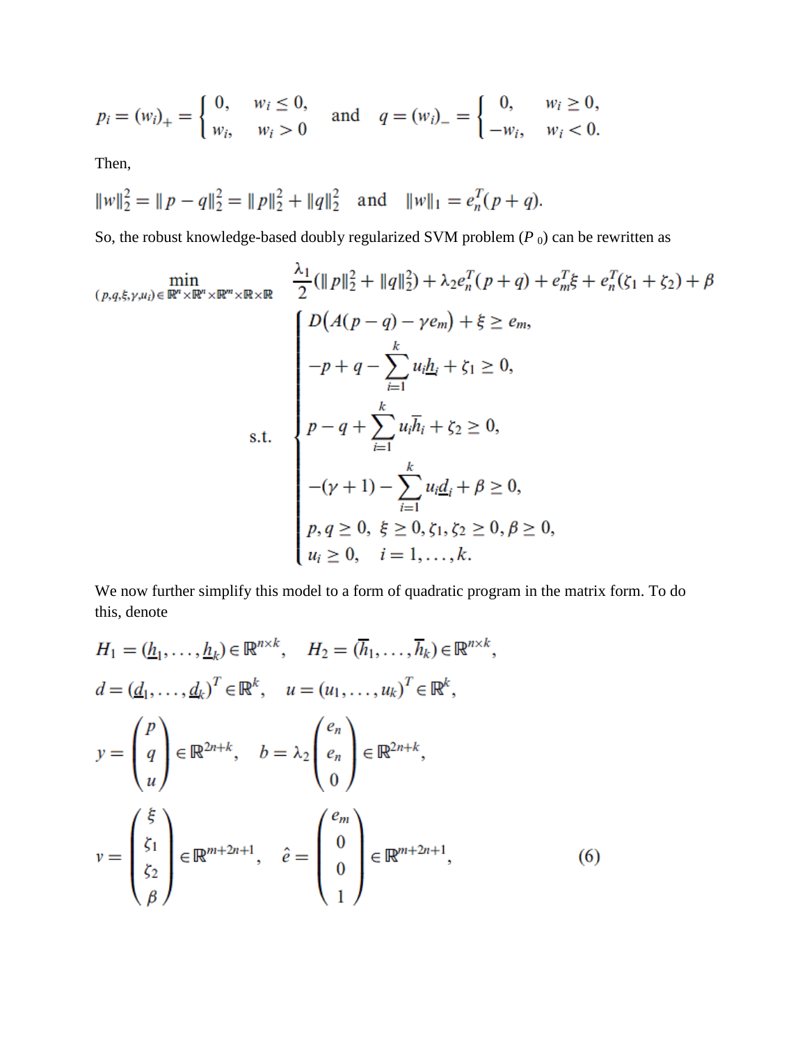$$p_i = (w_i)_+ = \begin{cases} 0, & w_i \leq 0, \\ w_i, & w_i > 0 \end{cases} \quad \text{and} \quad q = (w_i)_- = \begin{cases} 0, & w_i \geq 0, \\ -w_i, & w_i < 0. \end{cases}$$

Then,

$$\|w\|_2^2 = \|p - q\|_2^2 = \|p\|_2^2 + \|q\|_2^2 \quad \text{and} \quad \|w\|_1 = e_n^T(p + q).$$

So, the robust knowledge-based doubly regularized SVM problem ($P_0$) can be rewritten as

$$\min_{(p,q,\xi,\gamma,u_i) \in \mathbb{R}^n \times \mathbb{R}^n \times \mathbb{R}^m \times \mathbb{R} \times \mathbb{R}} \quad \frac{\lambda_1}{2}(\|p\|_2^2 + \|q\|_2^2) + \lambda_2 e_n^T(p + q) + e_m^T \xi + e_n^T(\zeta_1 + \zeta_2) + \beta$$

$$\text{s.t.} \quad \begin{cases} D\big(A(p - q) - \gamma e_m\big) + \xi \geq e_m, \\ -p + q - \displaystyle\sum_{i=1}^{k} u_i \underline{h}_i + \zeta_1 \geq 0, \\ p - q + \displaystyle\sum_{i=1}^{k} u_i \overline{h}_i + \zeta_2 \geq 0, \\ -(\gamma + 1) - \displaystyle\sum_{i=1}^{k} u_i \underline{d}_i + \beta \geq 0, \\ p, q \geq 0, \ \xi \geq 0, \zeta_1, \zeta_2 \geq 0, \beta \geq 0, \\ u_i \geq 0, \quad i = 1, \ldots, k. \end{cases}$$

We now further simplify this model to a form of quadratic program in the matrix form. To do this, denote

$$H_1 = (\underline{h}_1, \ldots, \underline{h}_k) \in \mathbb{R}^{n \times k}, \quad H_2 = (\overline{h}_1, \ldots, \overline{h}_k) \in \mathbb{R}^{n \times k},$$

$$d = (\underline{d}_1, \ldots, \underline{d}_k)^T \in \mathbb{R}^k, \quad u = (u_1, \ldots, u_k)^T \in \mathbb{R}^k,$$

$$y = \begin{pmatrix} p \\ q \\ u \end{pmatrix} \in \mathbb{R}^{2n+k}, \quad b = \lambda_2 \begin{pmatrix} e_n \\ e_n \\ 0 \end{pmatrix} \in \mathbb{R}^{2n+k},$$

$$v = \begin{pmatrix} \xi \\ \zeta_1 \\ \zeta_2 \\ \beta \end{pmatrix} \in \mathbb{R}^{m+2n+1}, \quad \hat{e} = \begin{pmatrix} e_m \\ 0 \\ 0 \\ 1 \end{pmatrix} \in \mathbb{R}^{m+2n+1}, \tag{6}$$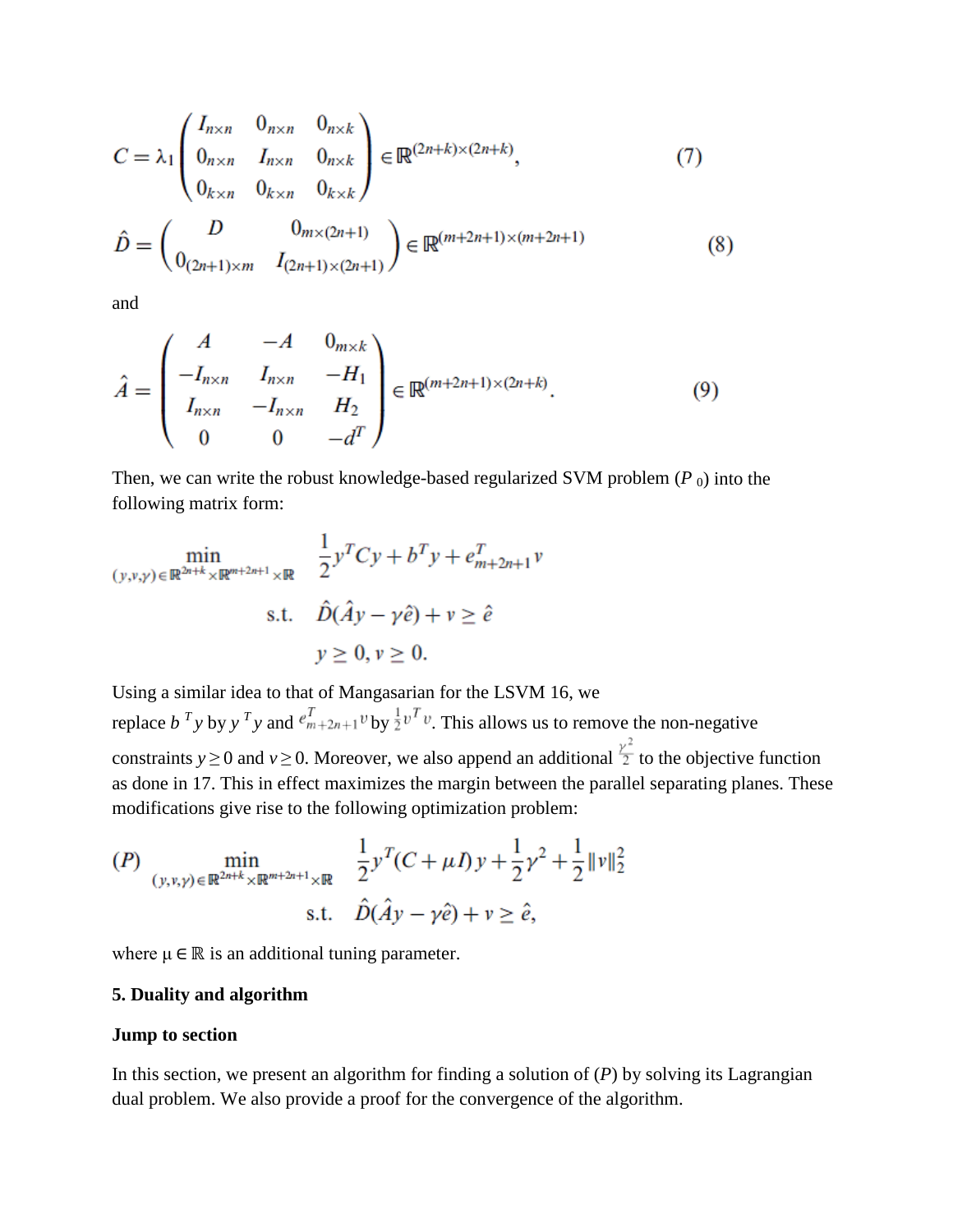$$C = \lambda_1 \begin{pmatrix} I_{n\times n} & 0_{n\times n} & 0_{n\times k} \\ 0_{n\times n} & I_{n\times n} & 0_{n\times k} \\ 0_{k\times n} & 0_{k\times n} & 0_{k\times k} \end{pmatrix} \in \mathbb{R}^{(2n+k)\times(2n+k)}, \tag{7}$$

$$\hat{D} = \begin{pmatrix} D & 0_{m\times(2n+1)} \\ 0_{(2n+1)\times m} & I_{(2n+1)\times(2n+1)} \end{pmatrix} \in \mathbb{R}^{(m+2n+1)\times(m+2n+1)} \tag{8}$$

and

$$\hat{A} = \begin{pmatrix} A & -A & 0_{m\times k} \\ -I_{n\times n} & I_{n\times n} & -H_1 \\ I_{n\times n} & -I_{n\times n} & H_2 \\ 0 & 0 & -d^T \end{pmatrix} \in \mathbb{R}^{(m+2n+1)\times(2n+k)}. \tag{9}$$

Then, we can write the robust knowledge-based regularized SVM problem ($P_0$) into the following matrix form:

$$\begin{aligned} \min_{(y,v,\gamma)\in\mathbb{R}^{2n+k}\times\mathbb{R}^{m+2n+1}\times\mathbb{R}} \quad & \frac{1}{2}y^T C y + b^T y + e^T_{m+2n+1} v \\ \text{s.t.} \quad & \hat{D}(\hat{A}y - \gamma\hat{e}) + v \geq \hat{e} \\ & y \geq 0, v \geq 0. \end{aligned}$$

Using a similar idea to that of Mangasarian for the LSVM 16, we replace $b^T y$ by $y^T y$ and $e^T_{m+2n+1} v$ by $\frac{1}{2} v^T v$. This allows us to remove the non-negative constraints $y \geq 0$ and $v \geq 0$. Moreover, we also append an additional $\frac{\gamma^2}{2}$ to the objective function as done in 17. This in effect maximizes the margin between the parallel separating planes. These modifications give rise to the following optimization problem:

$$\begin{aligned} (P) \quad \min_{(y,v,\gamma)\in\mathbb{R}^{2n+k}\times\mathbb{R}^{m+2n+1}\times\mathbb{R}} \quad & \frac{1}{2}y^T(C+\mu I)y + \frac{1}{2}\gamma^2 + \frac{1}{2}\|v\|_2^2 \\ \text{s.t.} \quad & \hat{D}(\hat{A}y - \gamma\hat{e}) + v \geq \hat{e}, \end{aligned}$$

where $\mu \in \mathbb{R}$ is an additional tuning parameter.

## 5. Duality and algorithm

**Jump to section**

In this section, we present an algorithm for finding a solution of ($P$) by solving its Lagrangian dual problem. We also provide a proof for the convergence of the algorithm.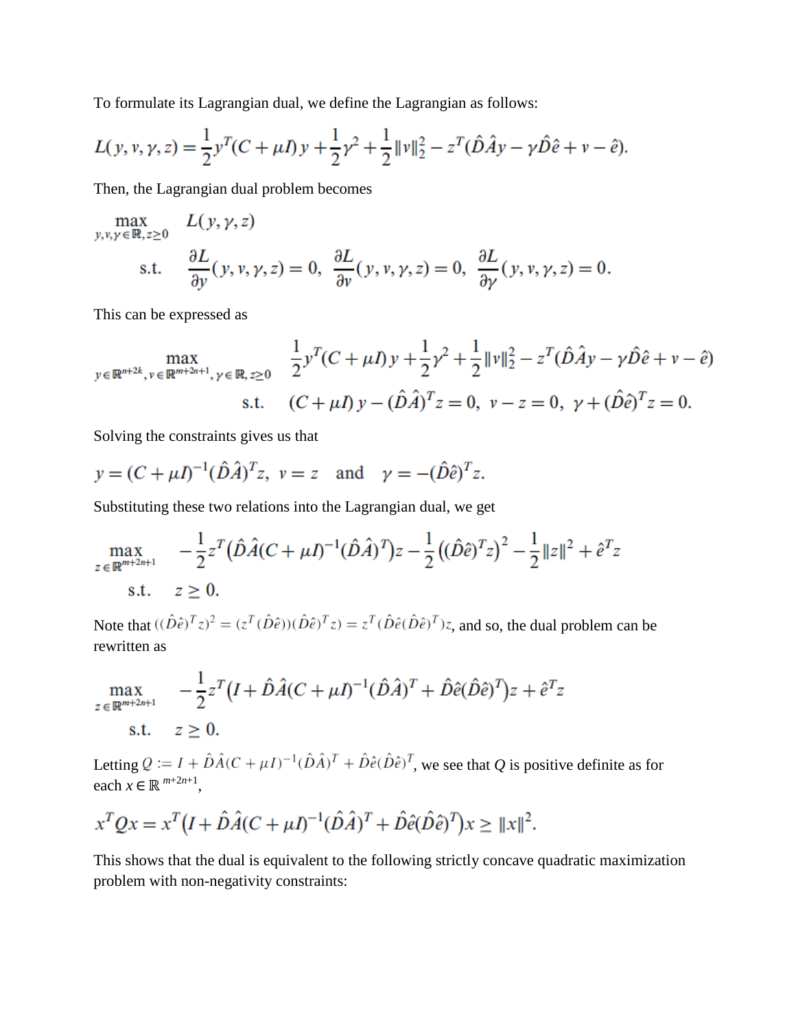To formulate its Lagrangian dual, we define the Lagrangian as follows:

$$L(y,v,\gamma,z) = \frac{1}{2}y^T(C+\mu I)y + \frac{1}{2}\gamma^2 + \frac{1}{2}\|v\|_2^2 - z^T(\hat{D}\hat{A}y - \gamma\hat{D}\hat{e} + v - \hat{e}).$$

Then, the Lagrangian dual problem becomes

$$\begin{aligned}
\max_{y,v,\gamma\in\mathbb{R},z\geq 0} \quad & L(y,\gamma,z) \\
\text{s.t.} \quad & \frac{\partial L}{\partial y}(y,v,\gamma,z)=0,\ \frac{\partial L}{\partial v}(y,v,\gamma,z)=0,\ \frac{\partial L}{\partial \gamma}(y,v,\gamma,z)=0.
\end{aligned}$$

This can be expressed as

$$\begin{aligned}
\max_{y\in\mathbb{R}^{n+2k},\, v\in\mathbb{R}^{m+2n+1},\, \gamma\in\mathbb{R},\, z\geq 0} \quad & \frac{1}{2}y^T(C+\mu I)y + \frac{1}{2}\gamma^2 + \frac{1}{2}\|v\|_2^2 - z^T(\hat{D}\hat{A}y - \gamma\hat{D}\hat{e} + v - \hat{e}) \\
\text{s.t.} \quad & (C+\mu I)y - (\hat{D}\hat{A})^T z = 0,\ v - z = 0,\ \gamma + (\hat{D}\hat{e})^T z = 0.
\end{aligned}$$

Solving the constraints gives us that

$$y = (C+\mu I)^{-1}(\hat{D}\hat{A})^T z,\ v = z \quad \text{and} \quad \gamma = -(\hat{D}\hat{e})^T z.$$

Substituting these two relations into the Lagrangian dual, we get

$$\begin{aligned}
\max_{z\in\mathbb{R}^{m+2n+1}} \quad & -\frac{1}{2}z^T\left(\hat{D}\hat{A}(C+\mu I)^{-1}(\hat{D}\hat{A})^T\right)z - \frac{1}{2}\left((\hat{D}\hat{e})^T z\right)^2 - \frac{1}{2}\|z\|^2 + \hat{e}^T z \\
\text{s.t.} \quad & z \geq 0.
\end{aligned}$$

Note that $((\hat{D}\hat{e})^T z)^2 = (z^T(\hat{D}\hat{e}))((\hat{D}\hat{e})^T z) = z^T(\hat{D}\hat{e}(\hat{D}\hat{e})^T)z$, and so, the dual problem can be rewritten as

$$\begin{aligned}
\max_{z\in\mathbb{R}^{m+2n+1}} \quad & -\frac{1}{2}z^T\left(I + \hat{D}\hat{A}(C+\mu I)^{-1}(\hat{D}\hat{A})^T + \hat{D}\hat{e}(\hat{D}\hat{e})^T\right)z + \hat{e}^T z \\
\text{s.t.} \quad & z \geq 0.
\end{aligned}$$

Letting $Q := I + \hat{D}\hat{A}(C+\mu I)^{-1}(\hat{D}\hat{A})^T + \hat{D}\hat{e}(\hat{D}\hat{e})^T$, we see that $Q$ is positive definite as for each $x \in \mathbb{R}^{m+2n+1}$,

$$x^T Q x = x^T\left(I + \hat{D}\hat{A}(C+\mu I)^{-1}(\hat{D}\hat{A})^T + \hat{D}\hat{e}(\hat{D}\hat{e})^T\right)x \geq \|x\|^2.$$

This shows that the dual is equivalent to the following strictly concave quadratic maximization problem with non-negativity constraints: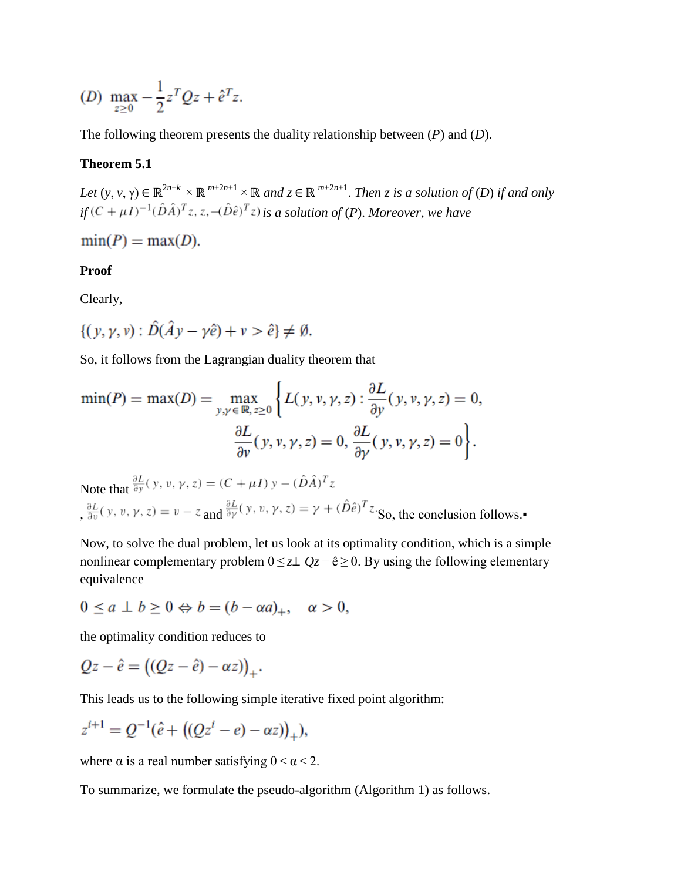$$(D)\ \max_{z \geq 0} -\frac{1}{2} z^T Q z + \hat{e}^T z.$$

The following theorem presents the duality relationship between (*P*) and (*D*).

**Theorem 5.1**

*Let* $(y, v, \gamma) \in \mathbb{R}^{2n+k} \times \mathbb{R}^{m+2n+1} \times \mathbb{R}$ *and* $z \in \mathbb{R}^{m+2n+1}$*. Then z is a solution of* (*D*) *if and only if* $(C + \mu I)^{-1}(\hat{D}\hat{A})^T z, z, -(\hat{D}\hat{e})^T z)$ *is a solution of* (*P*)*. Moreover, we have*

$$\min(P) = \max(D).$$

**Proof**

Clearly,

$$\{(y, \gamma, v) : \hat{D}(\hat{A}y - \gamma\hat{e}) + v > \hat{e}\} \neq \emptyset.$$

So, it follows from the Lagrangian duality theorem that

$$\min(P) = \max(D) = \max_{y,\gamma \in \mathbb{R}, z \geq 0} \left\{ L(y, v, \gamma, z) : \frac{\partial L}{\partial y}(y, v, \gamma, z) = 0, \frac{\partial L}{\partial v}(y, v, \gamma, z) = 0, \frac{\partial L}{\partial \gamma}(y, v, \gamma, z) = 0 \right\}.$$

Note that $\frac{\partial L}{\partial y}(y, v, \gamma, z) = (C + \mu I)\, y - (\hat{D}\hat{A})^T z$, $\frac{\partial L}{\partial v}(y, v, \gamma, z) = v - z$ and $\frac{\partial L}{\partial \gamma}(y, v, \gamma, z) = \gamma + (\hat{D}\hat{e})^T z$. So, the conclusion follows.▪

Now, to solve the dual problem, let us look at its optimality condition, which is a simple nonlinear complementary problem $0 \leq z \perp Qz - \hat{e} \geq 0$. By using the following elementary equivalence

$$0 \leq a \perp b \geq 0 \Leftrightarrow b = (b - \alpha a)_+, \quad \alpha > 0,$$

the optimality condition reduces to

$$Qz - \hat{e} = \big((Qz - \hat{e}) - \alpha z)\big)_+.$$

This leads us to the following simple iterative fixed point algorithm:

$$z^{i+1} = Q^{-1}(\hat{e} + \big((Qz^i - e) - \alpha z)\big)_+),$$

where $\alpha$ is a real number satisfying $0 < \alpha < 2$.

To summarize, we formulate the pseudo-algorithm (Algorithm 1) as follows.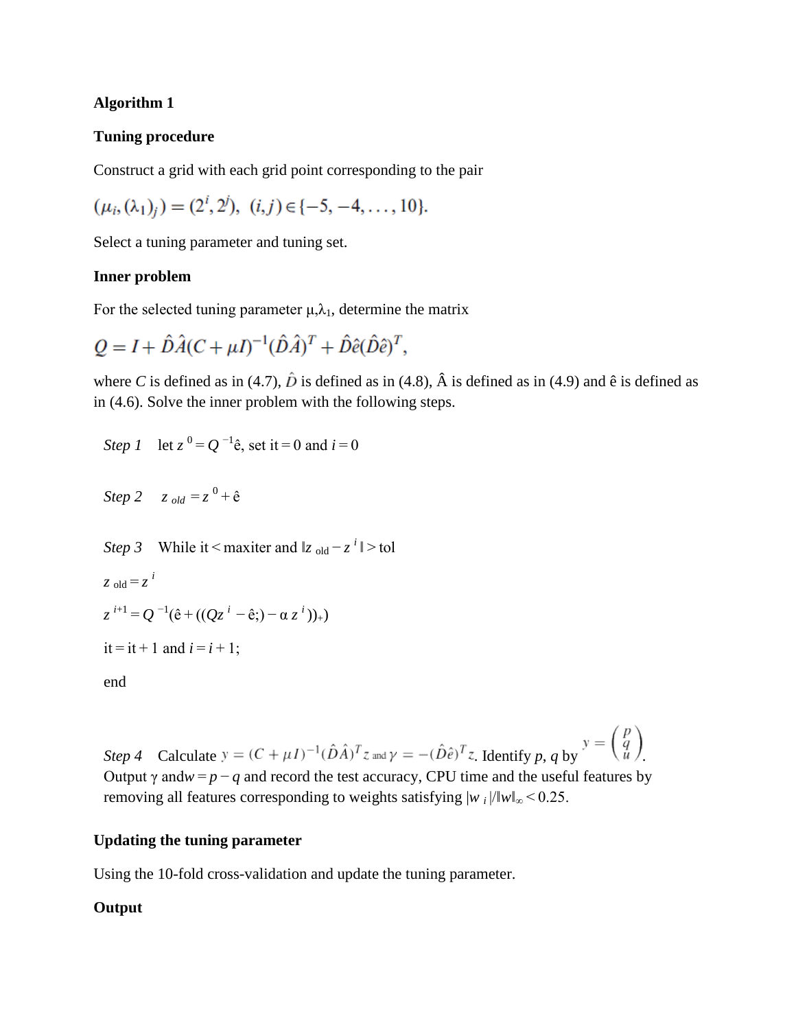**Algorithm 1**

**Tuning procedure**

Construct a grid with each grid point corresponding to the pair

$$(\mu_i, (\lambda_1)_j) = (2^i, 2^j), \ \ (i,j) \in \{-5, -4, \ldots, 10\}.$$

Select a tuning parameter and tuning set.

**Inner problem**

For the selected tuning parameter $\mu, \lambda_1$, determine the matrix

$$Q = I + \hat{D}\hat{A}(C + \mu I)^{-1}(\hat{D}\hat{A})^T + \hat{D}\hat{e}(\hat{D}\hat{e})^T,$$

where $C$ is defined as in (4.7), $\hat{D}$ is defined as in (4.8), $\hat{A}$ is defined as in (4.9) and $\hat{e}$ is defined as in (4.6). Solve the inner problem with the following steps.

*Step 1* let $z^0 = Q^{-1}\hat{e}$, set $\text{it} = 0$ and $i = 0$

*Step 2* $z_{old} = z^0 + \hat{e}$

*Step 3* While $\text{it} < \text{maxiter}$ and $\|z_{\text{old}} - z^i\| > \text{tol}$

$z_{\text{old}} = z^i$

$z^{i+1} = Q^{-1}(\hat{e} + ((Qz^i - \hat{e};) - \alpha z^i))_+)$

$\text{it} = \text{it} + 1$ and $i = i + 1$;

end

*Step 4* Calculate $y = (C + \mu I)^{-1}(\hat{D}\hat{A})^T z$ and $\gamma = -(\hat{D}\hat{e})^T z$. Identify $p$, $q$ by $y = \begin{pmatrix} p \\ q \\ u \end{pmatrix}$. Output $\gamma$ and $w = p - q$ and record the test accuracy, CPU time and the useful features by removing all features corresponding to weights satisfying $|w_i|/\|w\|_\infty < 0.25$.

**Updating the tuning parameter**

Using the 10-fold cross-validation and update the tuning parameter.

**Output**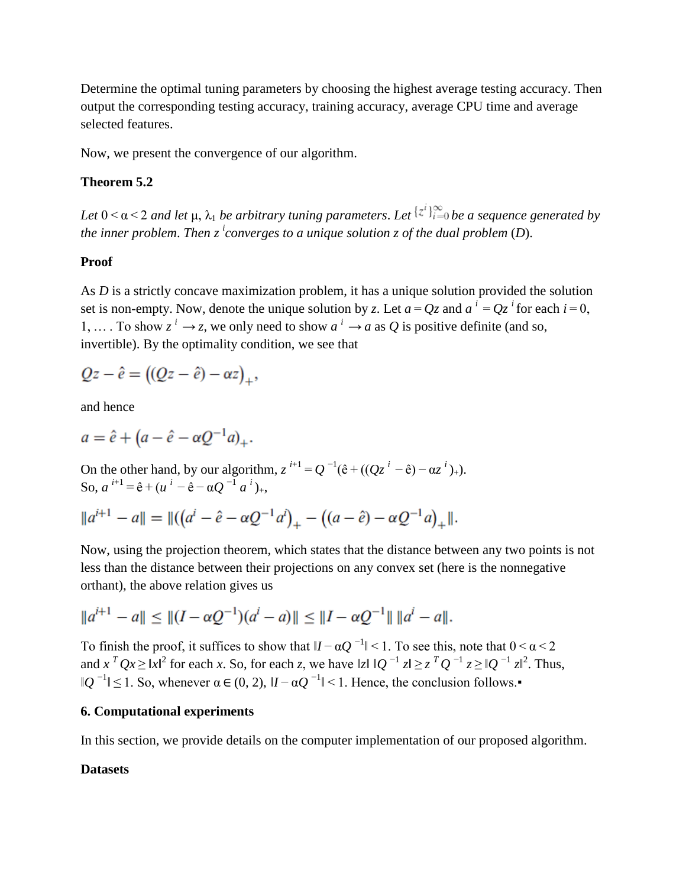Determine the optimal tuning parameters by choosing the highest average testing accuracy. Then output the corresponding testing accuracy, training accuracy, average CPU time and average selected features.

Now, we present the convergence of our algorithm.

**Theorem 5.2**

*Let* $0 < \alpha < 2$ *and let* $\mu$, $\lambda_1$ *be arbitrary tuning parameters*. *Let* $\{z^i\}_{i=0}^{\infty}$ *be a sequence generated by the inner problem*. *Then* $z^i$ *converges to a unique solution* $z$ *of the dual problem* (*D*).

**Proof**

As *D* is a strictly concave maximization problem, it has a unique solution provided the solution set is non-empty. Now, denote the unique solution by $z$. Let $a = Qz$ and $a^i = Qz^i$ for each $i = 0, 1, \dots$ . To show $z^i \to z$, we only need to show $a^i \to a$ as $Q$ is positive definite (and so, invertible). By the optimality condition, we see that

$$Qz - \hat{e} = \left((Qz - \hat{e}) - \alpha z\right)_+,$$

and hence

$$a = \hat{e} + \left(a - \hat{e} - \alpha Q^{-1} a\right)_+.$$

On the other hand, by our algorithm, $z^{i+1} = Q^{-1}(\hat{e} + ((Qz^i - \hat{e}) - \alpha z^i)_+)$.
So, $a^{i+1} = \hat{e} + (u^i - \hat{e} - \alpha Q^{-1} a^i)_+$,

$$\|a^{i+1} - a\| = \|\left(a^i - \hat{e} - \alpha Q^{-1} a^i\right)_+ - \left((a - \hat{e}) - \alpha Q^{-1} a\right)_+\|.$$

Now, using the projection theorem, which states that the distance between any two points is not less than the distance between their projections on any convex set (here is the nonnegative orthant), the above relation gives us

$$\|a^{i+1} - a\| \le \|(I - \alpha Q^{-1})(a^i - a)\| \le \|I - \alpha Q^{-1}\| \, \|a^i - a\|.$$

To finish the proof, it suffices to show that $\|I - \alpha Q^{-1}\| < 1$. To see this, note that $0 < \alpha < 2$ and $x^T Q x \ge \|x\|^2$ for each $x$. So, for each $z$, we have $\|z\| \, \|Q^{-1} z\| \ge z^T Q^{-1} z \ge \|Q^{-1} z\|^2$. Thus, $\|Q^{-1}\| \le 1$. So, whenever $\alpha \in (0, 2)$, $\|I - \alpha Q^{-1}\| < 1$. Hence, the conclusion follows.▪

## 6. Computational experiments

In this section, we provide details on the computer implementation of our proposed algorithm.

**Datasets**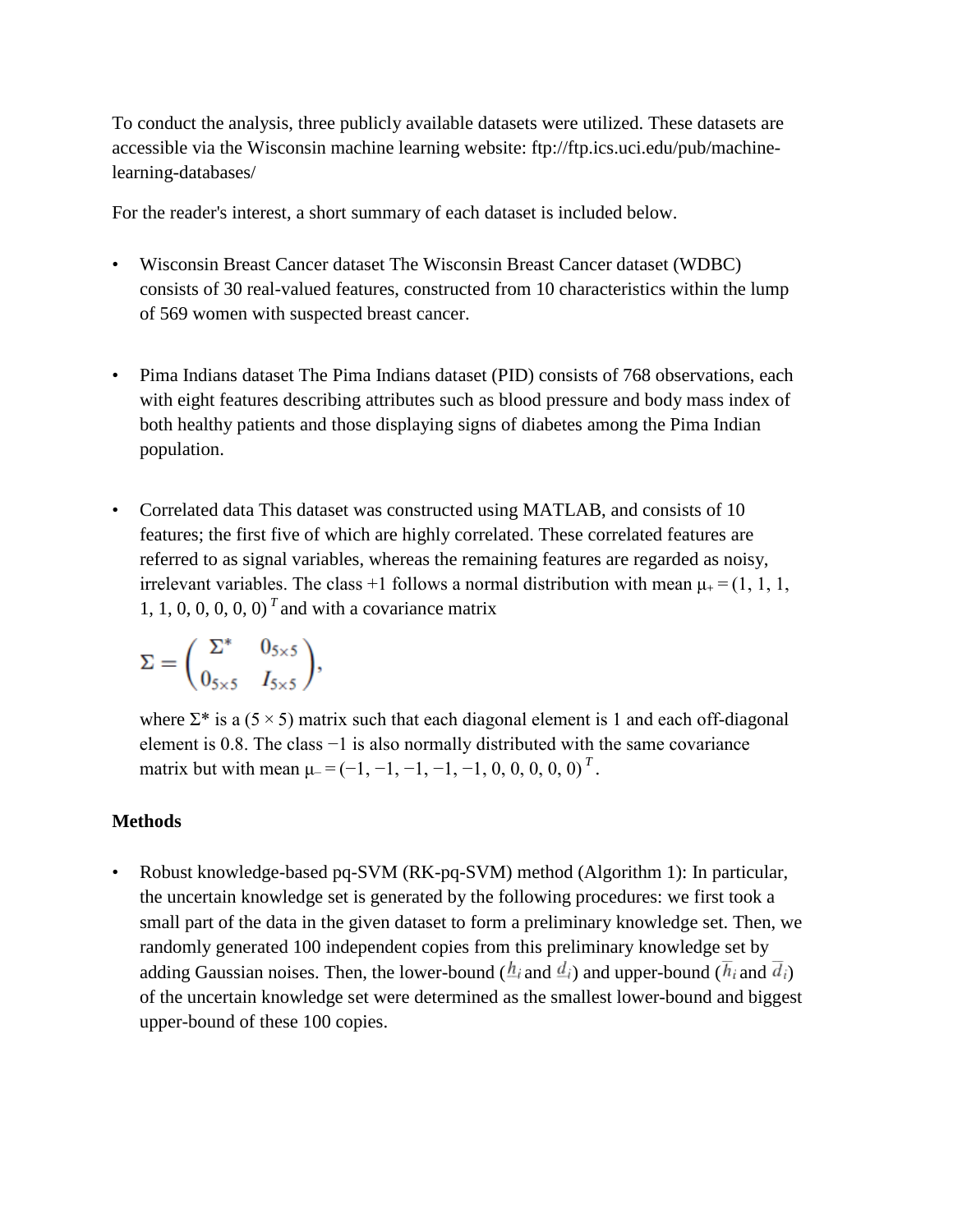To conduct the analysis, three publicly available datasets were utilized. These datasets are accessible via the Wisconsin machine learning website: ftp://ftp.ics.uci.edu/pub/machine-learning-databases/

For the reader's interest, a short summary of each dataset is included below.

- Wisconsin Breast Cancer dataset The Wisconsin Breast Cancer dataset (WDBC) consists of 30 real-valued features, constructed from 10 characteristics within the lump of 569 women with suspected breast cancer.

- Pima Indians dataset The Pima Indians dataset (PID) consists of 768 observations, each with eight features describing attributes such as blood pressure and body mass index of both healthy patients and those displaying signs of diabetes among the Pima Indian population.

- Correlated data This dataset was constructed using MATLAB, and consists of 10 features; the first five of which are highly correlated. These correlated features are referred to as signal variables, whereas the remaining features are regarded as noisy, irrelevant variables. The class +1 follows a normal distribution with mean $\mu_+ = (1, 1, 1, 1, 1, 0, 0, 0, 0, 0)^T$ and with a covariance matrix

  $$\mathbf{\Sigma} = \begin{pmatrix} \mathbf{\Sigma}^* & 0_{5\times5} \\ 0_{5\times5} & I_{5\times5} \end{pmatrix},$$

  where $\Sigma^*$ is a $(5 \times 5)$ matrix such that each diagonal element is 1 and each off-diagonal element is 0.8. The class −1 is also normally distributed with the same covariance matrix but with mean $\mu_- = (-1, -1, -1, -1, -1, 0, 0, 0, 0, 0)^T$.

**Methods**

- Robust knowledge-based pq-SVM (RK-pq-SVM) method (Algorithm 1): In particular, the uncertain knowledge set is generated by the following procedures: we first took a small part of the data in the given dataset to form a preliminary knowledge set. Then, we randomly generated 100 independent copies from this preliminary knowledge set by adding Gaussian noises. Then, the lower-bound ($\underline{h}_i$ and $\underline{d}_i$) and upper-bound ($\overline{h}_i$ and $\overline{d}_i$) of the uncertain knowledge set were determined as the smallest lower-bound and biggest upper-bound of these 100 copies.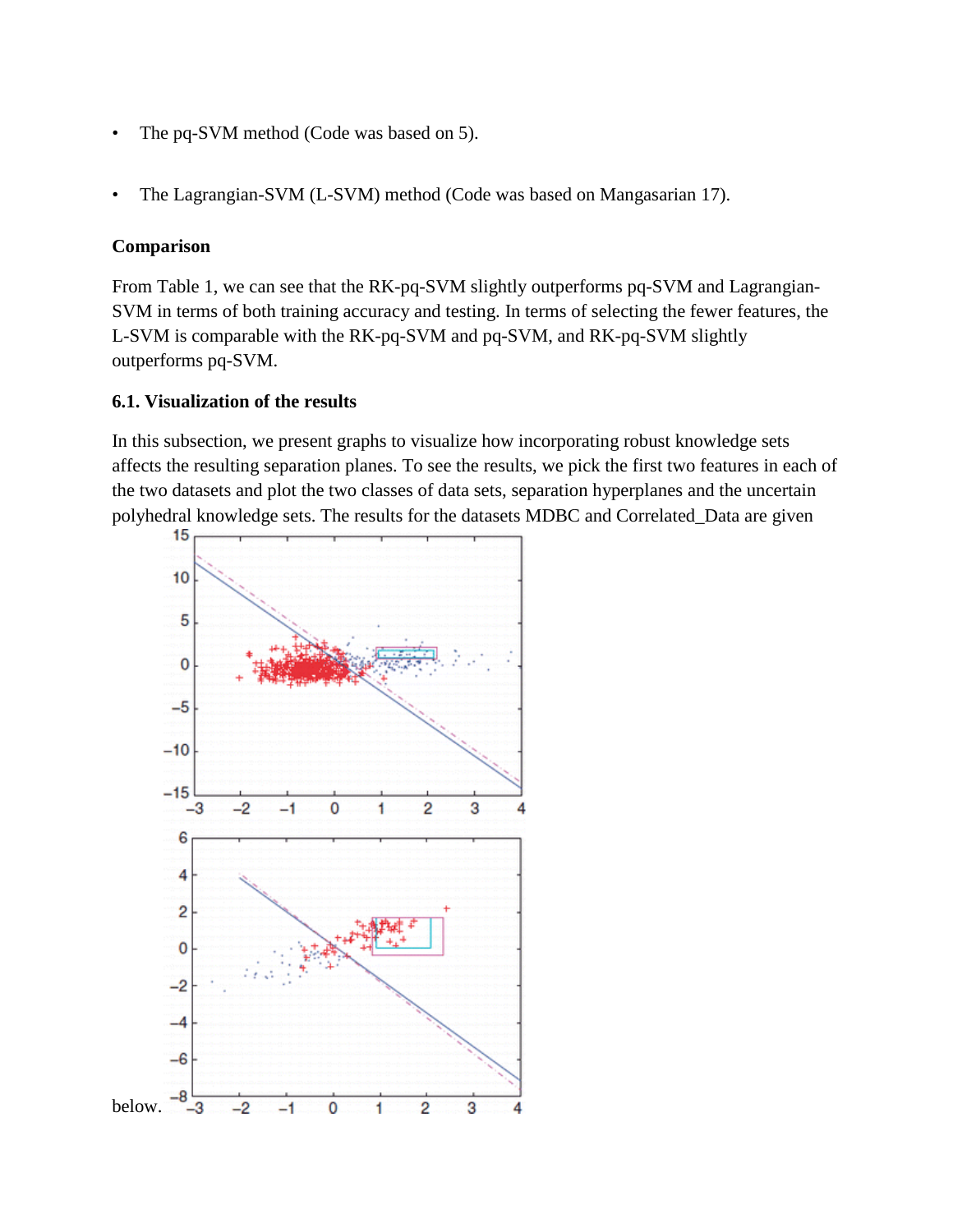- The pq-SVM method (Code was based on 5).

- The Lagrangian-SVM (L-SVM) method (Code was based on Mangasarian 17).

**Comparison**

From Table 1, we can see that the RK-pq-SVM slightly outperforms pq-SVM and Lagrangian-SVM in terms of both training accuracy and testing. In terms of selecting the fewer features, the L-SVM is comparable with the RK-pq-SVM and pq-SVM, and RK-pq-SVM slightly outperforms pq-SVM.

### 6.1. Visualization of the results

In this subsection, we present graphs to visualize how incorporating robust knowledge sets affects the resulting separation planes. To see the results, we pick the first two features in each of the two datasets and plot the two classes of data sets, separation hyperplanes and the uncertain polyhedral knowledge sets. The results for the datasets MDBC and Correlated_Data are given below.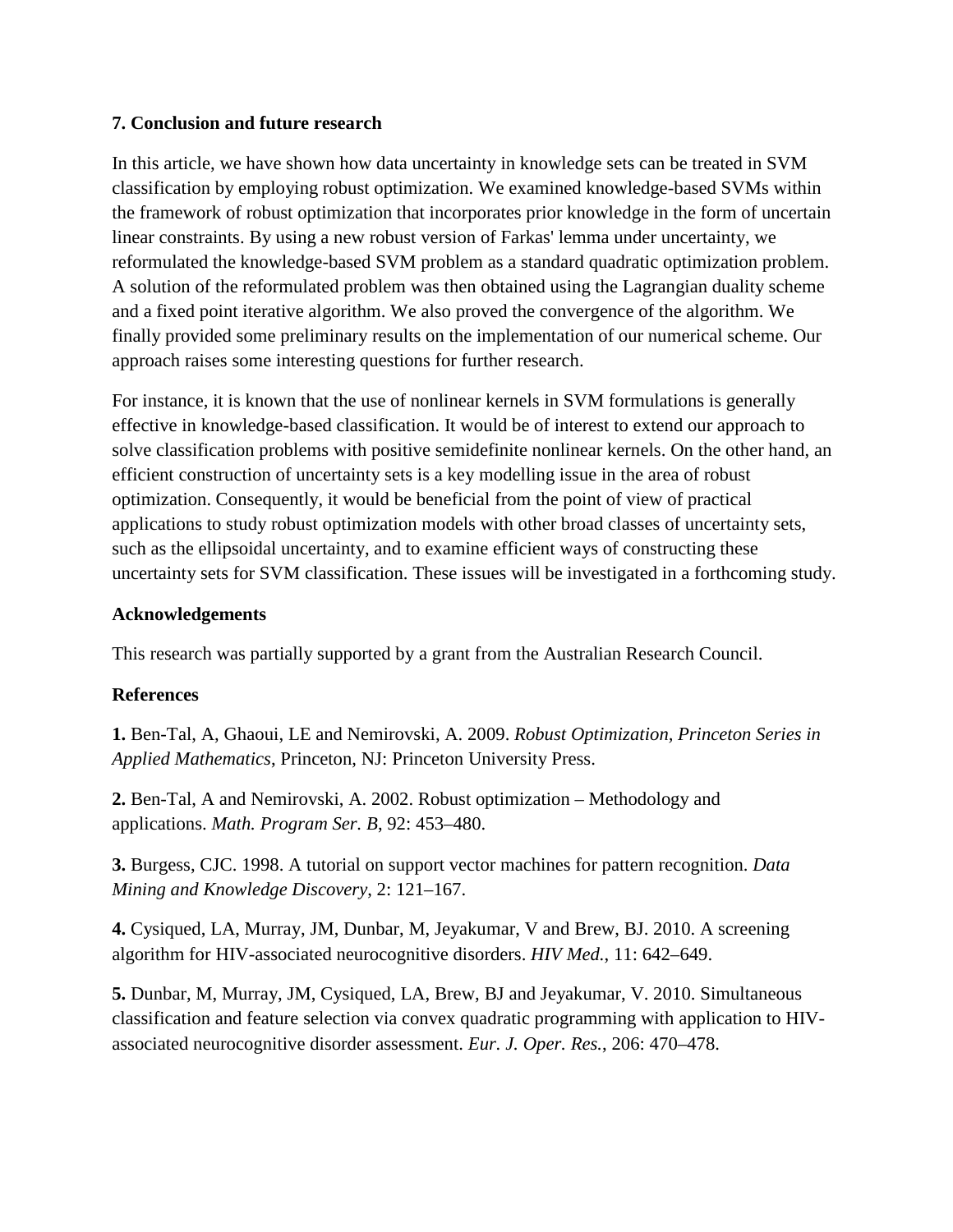## 7. Conclusion and future research

In this article, we have shown how data uncertainty in knowledge sets can be treated in SVM classification by employing robust optimization. We examined knowledge-based SVMs within the framework of robust optimization that incorporates prior knowledge in the form of uncertain linear constraints. By using a new robust version of Farkas' lemma under uncertainty, we reformulated the knowledge-based SVM problem as a standard quadratic optimization problem. A solution of the reformulated problem was then obtained using the Lagrangian duality scheme and a fixed point iterative algorithm. We also proved the convergence of the algorithm. We finally provided some preliminary results on the implementation of our numerical scheme. Our approach raises some interesting questions for further research.

For instance, it is known that the use of nonlinear kernels in SVM formulations is generally effective in knowledge-based classification. It would be of interest to extend our approach to solve classification problems with positive semidefinite nonlinear kernels. On the other hand, an efficient construction of uncertainty sets is a key modelling issue in the area of robust optimization. Consequently, it would be beneficial from the point of view of practical applications to study robust optimization models with other broad classes of uncertainty sets, such as the ellipsoidal uncertainty, and to examine efficient ways of constructing these uncertainty sets for SVM classification. These issues will be investigated in a forthcoming study.

## Acknowledgements

This research was partially supported by a grant from the Australian Research Council.

## References

**1.** Ben-Tal, A, Ghaoui, LE and Nemirovski, A. 2009. *Robust Optimization, Princeton Series in Applied Mathematics*, Princeton, NJ: Princeton University Press.

**2.** Ben-Tal, A and Nemirovski, A. 2002. Robust optimization – Methodology and applications. *Math. Program Ser. B*, 92: 453–480.

**3.** Burgess, CJC. 1998. A tutorial on support vector machines for pattern recognition. *Data Mining and Knowledge Discovery*, 2: 121–167.

**4.** Cysiqued, LA, Murray, JM, Dunbar, M, Jeyakumar, V and Brew, BJ. 2010. A screening algorithm for HIV-associated neurocognitive disorders. *HIV Med.*, 11: 642–649.

**5.** Dunbar, M, Murray, JM, Cysiqued, LA, Brew, BJ and Jeyakumar, V. 2010. Simultaneous classification and feature selection via convex quadratic programming with application to HIV-associated neurocognitive disorder assessment. *Eur. J. Oper. Res.*, 206: 470–478.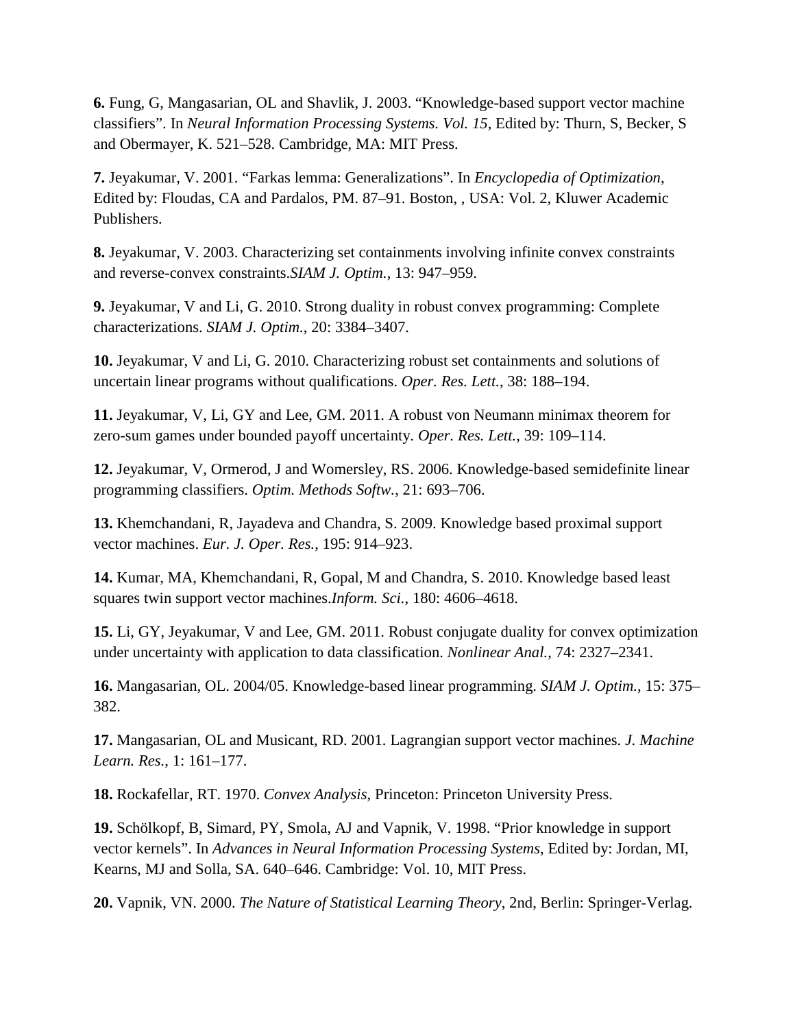**6.** Fung, G, Mangasarian, OL and Shavlik, J. 2003. “Knowledge-based support vector machine classifiers”. In *Neural Information Processing Systems. Vol. 15*, Edited by: Thurn, S, Becker, S and Obermayer, K. 521–528. Cambridge, MA: MIT Press.

**7.** Jeyakumar, V. 2001. “Farkas lemma: Generalizations”. In *Encyclopedia of Optimization*, Edited by: Floudas, CA and Pardalos, PM. 87–91. Boston, , USA: Vol. 2, Kluwer Academic Publishers.

**8.** Jeyakumar, V. 2003. Characterizing set containments involving infinite convex constraints and reverse-convex constraints.*SIAM J. Optim.*, 13: 947–959.

**9.** Jeyakumar, V and Li, G. 2010. Strong duality in robust convex programming: Complete characterizations. *SIAM J. Optim.*, 20: 3384–3407.

**10.** Jeyakumar, V and Li, G. 2010. Characterizing robust set containments and solutions of uncertain linear programs without qualifications. *Oper. Res. Lett.*, 38: 188–194.

**11.** Jeyakumar, V, Li, GY and Lee, GM. 2011. A robust von Neumann minimax theorem for zero-sum games under bounded payoff uncertainty. *Oper. Res. Lett.*, 39: 109–114.

**12.** Jeyakumar, V, Ormerod, J and Womersley, RS. 2006. Knowledge-based semidefinite linear programming classifiers. *Optim. Methods Softw.*, 21: 693–706.

**13.** Khemchandani, R, Jayadeva and Chandra, S. 2009. Knowledge based proximal support vector machines. *Eur. J. Oper. Res.*, 195: 914–923.

**14.** Kumar, MA, Khemchandani, R, Gopal, M and Chandra, S. 2010. Knowledge based least squares twin support vector machines.*Inform. Sci.*, 180: 4606–4618.

**15.** Li, GY, Jeyakumar, V and Lee, GM. 2011. Robust conjugate duality for convex optimization under uncertainty with application to data classification. *Nonlinear Anal.*, 74: 2327–2341.

**16.** Mangasarian, OL. 2004/05. Knowledge-based linear programming. *SIAM J. Optim.*, 15: 375–382.

**17.** Mangasarian, OL and Musicant, RD. 2001. Lagrangian support vector machines. *J. Machine Learn. Res.*, 1: 161–177.

**18.** Rockafellar, RT. 1970. *Convex Analysis*, Princeton: Princeton University Press.

**19.** Schölkopf, B, Simard, PY, Smola, AJ and Vapnik, V. 1998. “Prior knowledge in support vector kernels”. In *Advances in Neural Information Processing Systems*, Edited by: Jordan, MI, Kearns, MJ and Solla, SA. 640–646. Cambridge: Vol. 10, MIT Press.

**20.** Vapnik, VN. 2000. *The Nature of Statistical Learning Theory*, 2nd, Berlin: Springer-Verlag.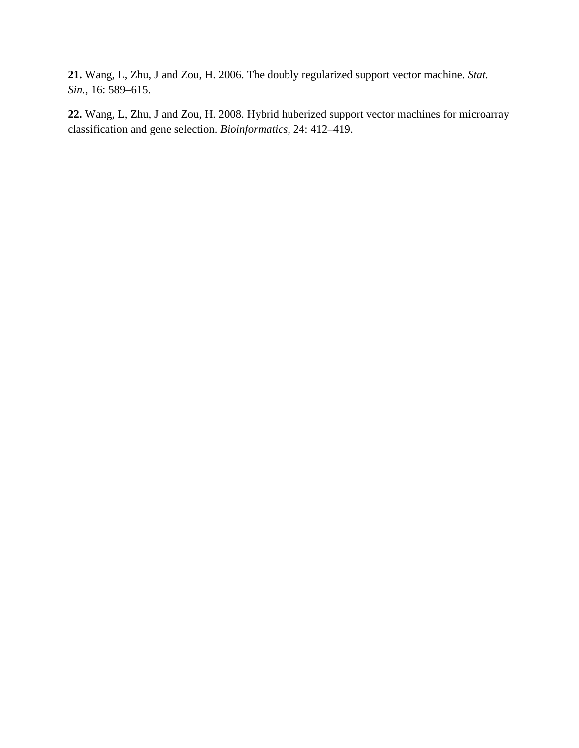**21.** Wang, L, Zhu, J and Zou, H. 2006. The doubly regularized support vector machine. *Stat. Sin.*, 16: 589–615.

**22.** Wang, L, Zhu, J and Zou, H. 2008. Hybrid huberized support vector machines for microarray classification and gene selection. *Bioinformatics*, 24: 412–419.